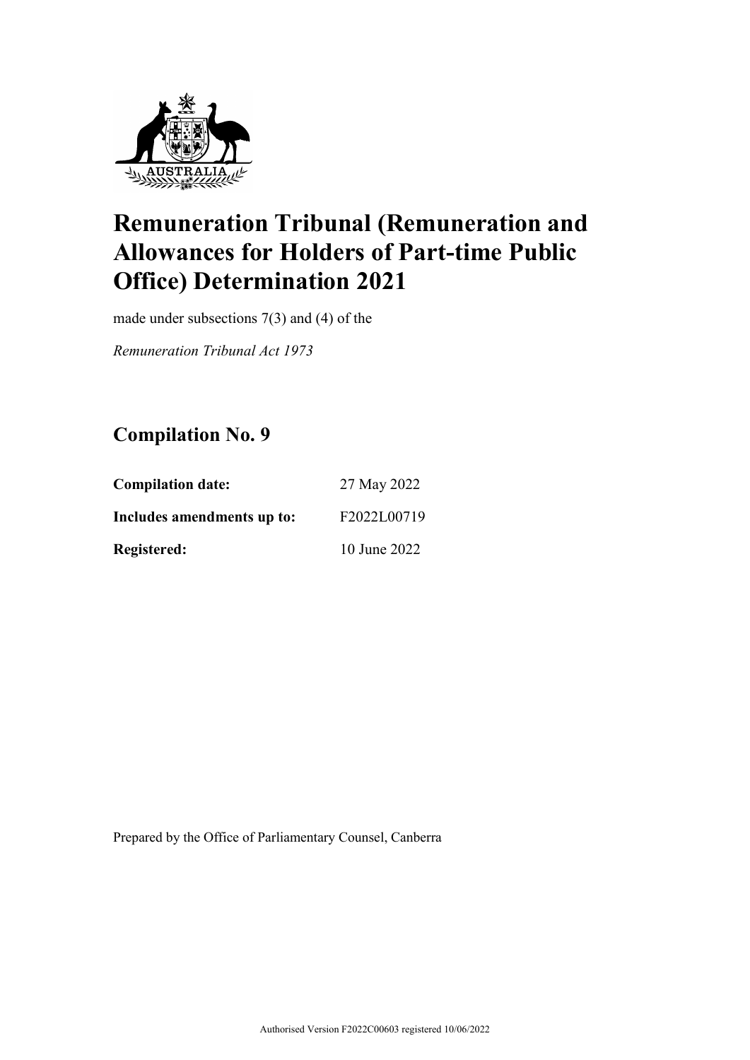# Remuneration Tribunal (Remuneration and Allowances for Holders of Part-time Public Office) Determination 2021

made under subsections 7(3) and (4) of the

*Remuneration Tribunal Act 1973*

## Compilation No. 9

**Compilation date:** 27 May 2022

**Includes amendments up to:** F2022L00719

**Registered:** 10 June 2022

Prepared by the Office of Parliamentary Counsel, Canberra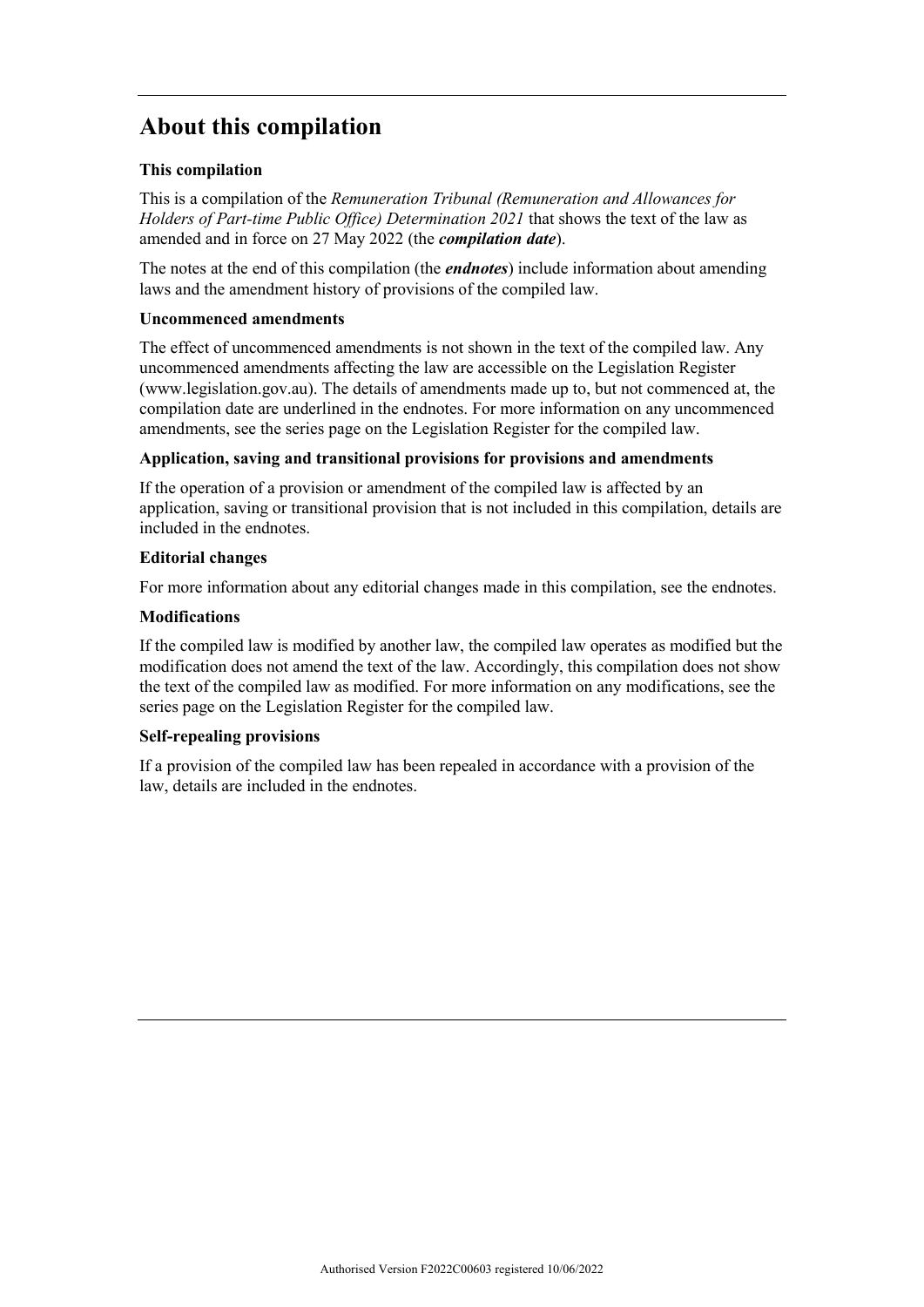# About this compilation

### This compilation

This is a compilation of the *Remuneration Tribunal (Remuneration and Allowances for Holders of Part-time Public Office) Determination 2021* that shows the text of the law as amended and in force on 27 May 2022 (the ***compilation date***).

The notes at the end of this compilation (the ***endnotes***) include information about amending laws and the amendment history of provisions of the compiled law.

### Uncommenced amendments

The effect of uncommenced amendments is not shown in the text of the compiled law. Any uncommenced amendments affecting the law are accessible on the Legislation Register (www.legislation.gov.au). The details of amendments made up to, but not commenced at, the compilation date are underlined in the endnotes. For more information on any uncommenced amendments, see the series page on the Legislation Register for the compiled law.

### Application, saving and transitional provisions for provisions and amendments

If the operation of a provision or amendment of the compiled law is affected by an application, saving or transitional provision that is not included in this compilation, details are included in the endnotes.

### Editorial changes

For more information about any editorial changes made in this compilation, see the endnotes.

### Modifications

If the compiled law is modified by another law, the compiled law operates as modified but the modification does not amend the text of the law. Accordingly, this compilation does not show the text of the compiled law as modified. For more information on any modifications, see the series page on the Legislation Register for the compiled law.

### Self-repealing provisions

If a provision of the compiled law has been repealed in accordance with a provision of the law, details are included in the endnotes.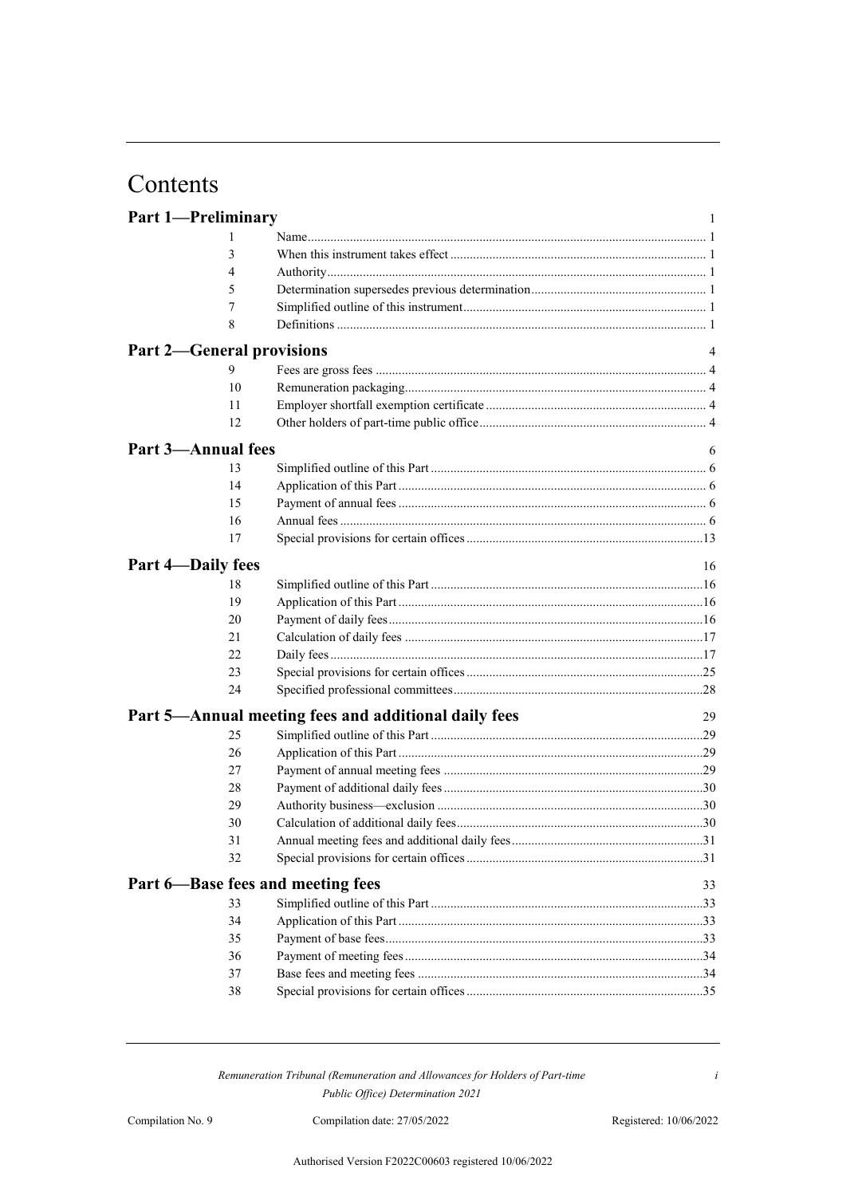# Contents

**Part 1—Preliminary** 1

| | | |
|---|---|---|
| 1 | Name | 1 |
| 3 | When this instrument takes effect | 1 |
| 4 | Authority | 1 |
| 5 | Determination supersedes previous determination | 1 |
| 7 | Simplified outline of this instrument | 1 |
| 8 | Definitions | 1 |

**Part 2—General provisions** 4

| | | |
|---|---|---|
| 9 | Fees are gross fees | 4 |
| 10 | Remuneration packaging | 4 |
| 11 | Employer shortfall exemption certificate | 4 |
| 12 | Other holders of part-time public office | 4 |

**Part 3—Annual fees** 6

| | | |
|---|---|---|
| 13 | Simplified outline of this Part | 6 |
| 14 | Application of this Part | 6 |
| 15 | Payment of annual fees | 6 |
| 16 | Annual fees | 6 |
| 17 | Special provisions for certain offices | 13 |

**Part 4—Daily fees** 16

| | | |
|---|---|---|
| 18 | Simplified outline of this Part | 16 |
| 19 | Application of this Part | 16 |
| 20 | Payment of daily fees | 16 |
| 21 | Calculation of daily fees | 17 |
| 22 | Daily fees | 17 |
| 23 | Special provisions for certain offices | 25 |
| 24 | Specified professional committees | 28 |

**Part 5—Annual meeting fees and additional daily fees** 29

| | | |
|---|---|---|
| 25 | Simplified outline of this Part | 29 |
| 26 | Application of this Part | 29 |
| 27 | Payment of annual meeting fees | 29 |
| 28 | Payment of additional daily fees | 30 |
| 29 | Authority business—exclusion | 30 |
| 30 | Calculation of additional daily fees | 30 |
| 31 | Annual meeting fees and additional daily fees | 31 |
| 32 | Special provisions for certain offices | 31 |

**Part 6—Base fees and meeting fees** 33

| | | |
|---|---|---|
| 33 | Simplified outline of this Part | 33 |
| 34 | Application of this Part | 33 |
| 35 | Payment of base fees | 33 |
| 36 | Payment of meeting fees | 34 |
| 37 | Base fees and meeting fees | 34 |
| 38 | Special provisions for certain offices | 35 |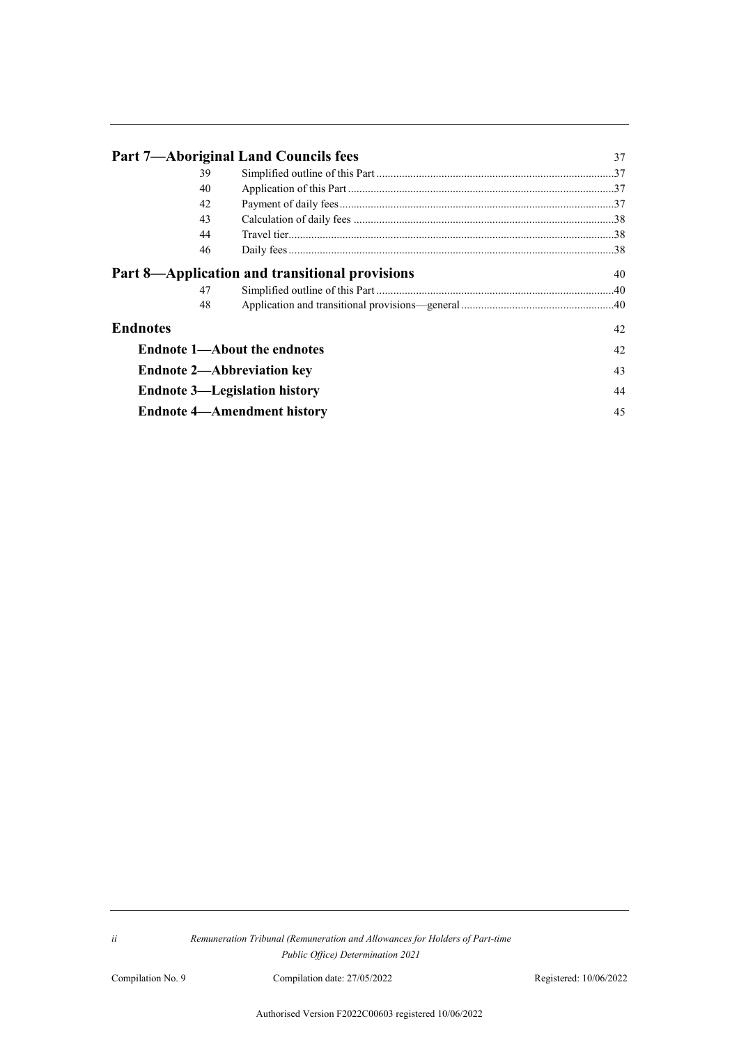**Part 7—Aboriginal Land Councils fees** 37

| | | |
|---|---|---|
| 39 | Simplified outline of this Part | 37 |
| 40 | Application of this Part | 37 |
| 42 | Payment of daily fees | 37 |
| 43 | Calculation of daily fees | 38 |
| 44 | Travel tier | 38 |
| 46 | Daily fees | 38 |

**Part 8—Application and transitional provisions** 40

| | | |
|---|---|---|
| 47 | Simplified outline of this Part | 40 |
| 48 | Application and transitional provisions—general | 40 |

**Endnotes** 42

**Endnote 1—About the endnotes** 42

**Endnote 2—Abbreviation key** 43

**Endnote 3—Legislation history** 44

**Endnote 4—Amendment history** 45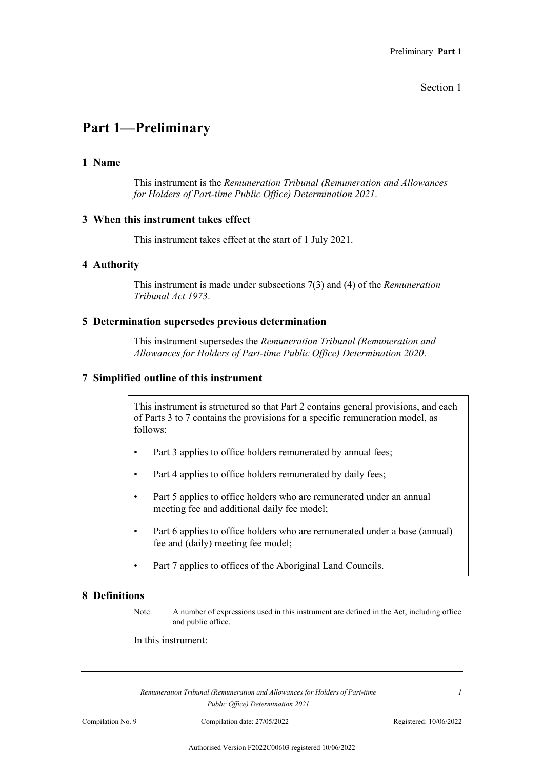# Part 1—Preliminary

## 1 Name

This instrument is the *Remuneration Tribunal (Remuneration and Allowances for Holders of Part-time Public Office) Determination 2021*.

## 3 When this instrument takes effect

This instrument takes effect at the start of 1 July 2021.

## 4 Authority

This instrument is made under subsections 7(3) and (4) of the *Remuneration Tribunal Act 1973*.

## 5 Determination supersedes previous determination

This instrument supersedes the *Remuneration Tribunal (Remuneration and Allowances for Holders of Part-time Public Office) Determination 2020*.

## 7 Simplified outline of this instrument

This instrument is structured so that Part 2 contains general provisions, and each of Parts 3 to 7 contains the provisions for a specific remuneration model, as follows:

- Part 3 applies to office holders remunerated by annual fees;
- Part 4 applies to office holders remunerated by daily fees;
- Part 5 applies to office holders who are remunerated under an annual meeting fee and additional daily fee model;
- Part 6 applies to office holders who are remunerated under a base (annual) fee and (daily) meeting fee model;
- Part 7 applies to offices of the Aboriginal Land Councils.

## 8 Definitions

Note: A number of expressions used in this instrument are defined in the Act, including office and public office.

In this instrument: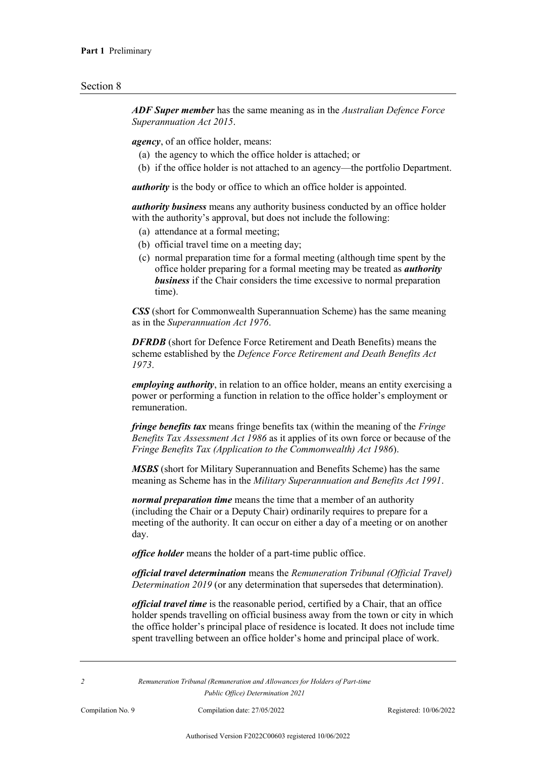***ADF Super member*** has the same meaning as in the *Australian Defence Force Superannuation Act 2015*.

***agency***, of an office holder, means:

(a) the agency to which the office holder is attached; or
(b) if the office holder is not attached to an agency—the portfolio Department.

***authority*** is the body or office to which an office holder is appointed.

***authority business*** means any authority business conducted by an office holder with the authority's approval, but does not include the following:

(a) attendance at a formal meeting;
(b) official travel time on a meeting day;
(c) normal preparation time for a formal meeting (although time spent by the office holder preparing for a formal meeting may be treated as ***authority business*** if the Chair considers the time excessive to normal preparation time).

***CSS*** (short for Commonwealth Superannuation Scheme) has the same meaning as in the *Superannuation Act 1976*.

***DFRDB*** (short for Defence Force Retirement and Death Benefits) means the scheme established by the *Defence Force Retirement and Death Benefits Act 1973*.

***employing authority***, in relation to an office holder, means an entity exercising a power or performing a function in relation to the office holder's employment or remuneration.

***fringe benefits tax*** means fringe benefits tax (within the meaning of the *Fringe Benefits Tax Assessment Act 1986* as it applies of its own force or because of the *Fringe Benefits Tax (Application to the Commonwealth) Act 1986*).

***MSBS*** (short for Military Superannuation and Benefits Scheme) has the same meaning as Scheme has in the *Military Superannuation and Benefits Act 1991*.

***normal preparation time*** means the time that a member of an authority (including the Chair or a Deputy Chair) ordinarily requires to prepare for a meeting of the authority. It can occur on either a day of a meeting or on another day.

***office holder*** means the holder of a part-time public office.

***official travel determination*** means the *Remuneration Tribunal (Official Travel) Determination 2019* (or any determination that supersedes that determination).

***official travel time*** is the reasonable period, certified by a Chair, that an office holder spends travelling on official business away from the town or city in which the office holder's principal place of residence is located. It does not include time spent travelling between an office holder's home and principal place of work.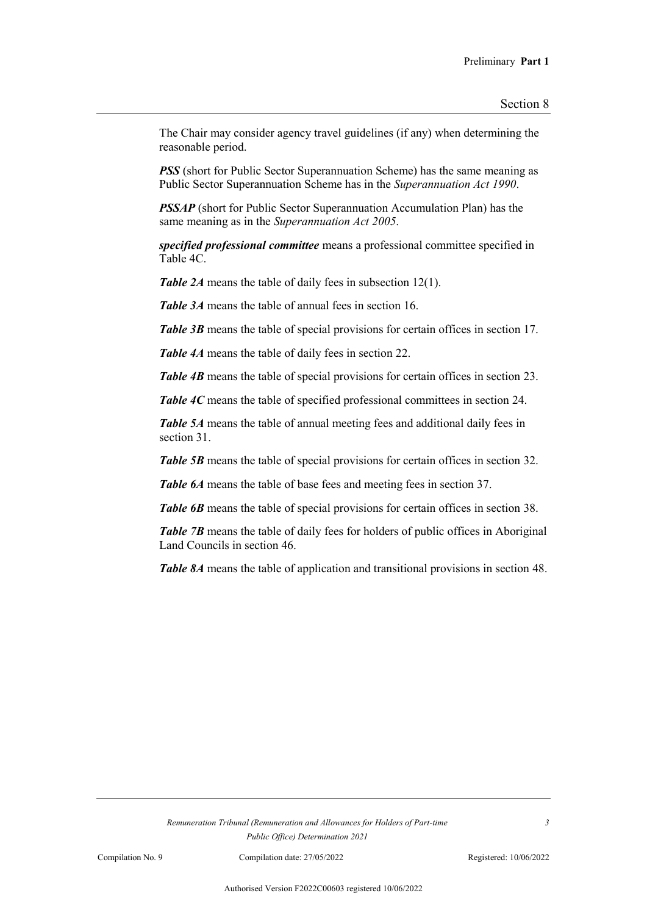The Chair may consider agency travel guidelines (if any) when determining the reasonable period.

***PSS*** (short for Public Sector Superannuation Scheme) has the same meaning as Public Sector Superannuation Scheme has in the *Superannuation Act 1990*.

***PSSAP*** (short for Public Sector Superannuation Accumulation Plan) has the same meaning as in the *Superannuation Act 2005*.

***specified professional committee*** means a professional committee specified in Table 4C.

***Table 2A*** means the table of daily fees in subsection 12(1).

***Table 3A*** means the table of annual fees in section 16.

***Table 3B*** means the table of special provisions for certain offices in section 17.

***Table 4A*** means the table of daily fees in section 22.

***Table 4B*** means the table of special provisions for certain offices in section 23.

***Table 4C*** means the table of specified professional committees in section 24.

***Table 5A*** means the table of annual meeting fees and additional daily fees in section 31.

***Table 5B*** means the table of special provisions for certain offices in section 32.

***Table 6A*** means the table of base fees and meeting fees in section 37.

***Table 6B*** means the table of special provisions for certain offices in section 38.

***Table 7B*** means the table of daily fees for holders of public offices in Aboriginal Land Councils in section 46.

***Table 8A*** means the table of application and transitional provisions in section 48.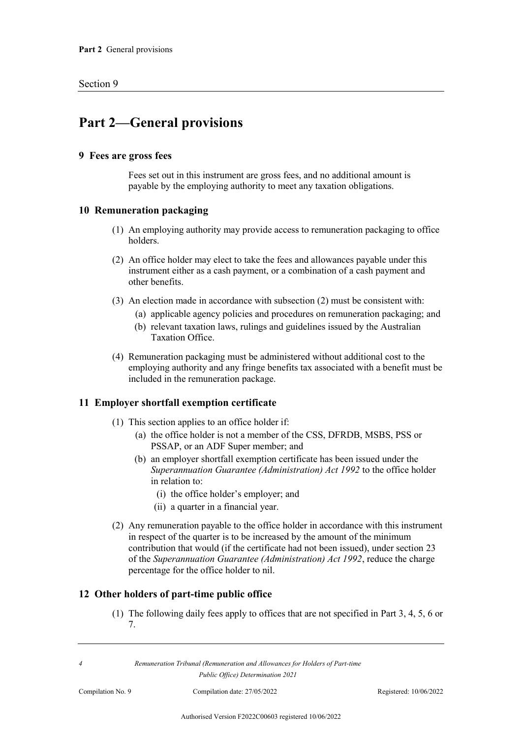# Part 2—General provisions

### 9 Fees are gross fees

Fees set out in this instrument are gross fees, and no additional amount is payable by the employing authority to meet any taxation obligations.

### 10 Remuneration packaging

(1) An employing authority may provide access to remuneration packaging to office holders.

(2) An office holder may elect to take the fees and allowances payable under this instrument either as a cash payment, or a combination of a cash payment and other benefits.

(3) An election made in accordance with subsection (2) must be consistent with:

- (a) applicable agency policies and procedures on remuneration packaging; and
- (b) relevant taxation laws, rulings and guidelines issued by the Australian Taxation Office.

(4) Remuneration packaging must be administered without additional cost to the employing authority and any fringe benefits tax associated with a benefit must be included in the remuneration package.

### 11 Employer shortfall exemption certificate

(1) This section applies to an office holder if:

- (a) the office holder is not a member of the CSS, DFRDB, MSBS, PSS or PSSAP, or an ADF Super member; and
- (b) an employer shortfall exemption certificate has been issued under the *Superannuation Guarantee (Administration) Act 1992* to the office holder in relation to:
  - (i) the office holder's employer; and
  - (ii) a quarter in a financial year.

(2) Any remuneration payable to the office holder in accordance with this instrument in respect of the quarter is to be increased by the amount of the minimum contribution that would (if the certificate had not been issued), under section 23 of the *Superannuation Guarantee (Administration) Act 1992*, reduce the charge percentage for the office holder to nil.

### 12 Other holders of part-time public office

(1) The following daily fees apply to offices that are not specified in Part 3, 4, 5, 6 or 7.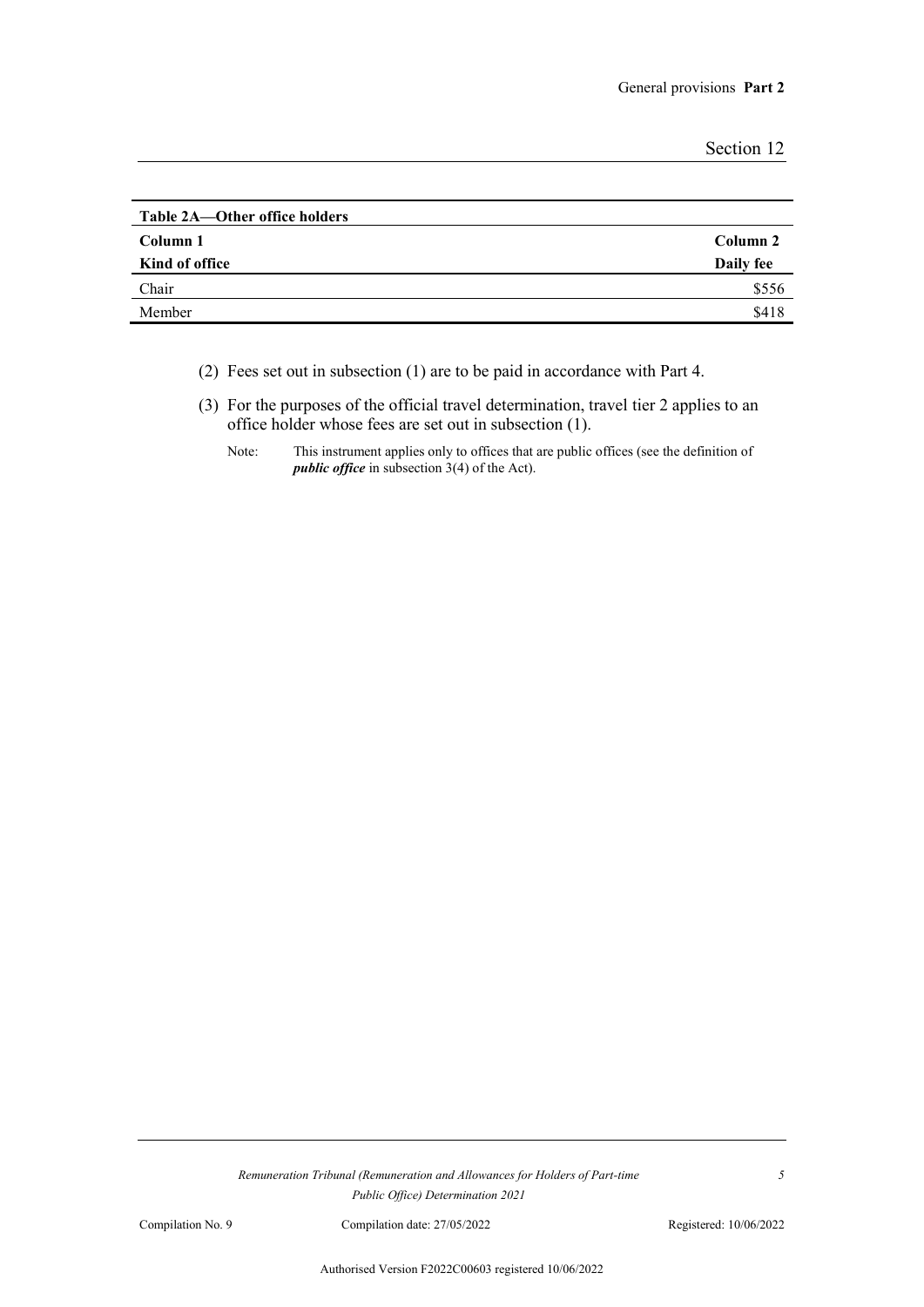**Table 2A—Other office holders**

| Column 1<br>Kind of office | Column 2<br>Daily fee |
|---|---|
| Chair | $556 |
| Member | $418 |

(2) Fees set out in subsection (1) are to be paid in accordance with Part 4.

(3) For the purposes of the official travel determination, travel tier 2 applies to an office holder whose fees are set out in subsection (1).

Note: This instrument applies only to offices that are public offices (see the definition of ***public office*** in subsection 3(4) of the Act).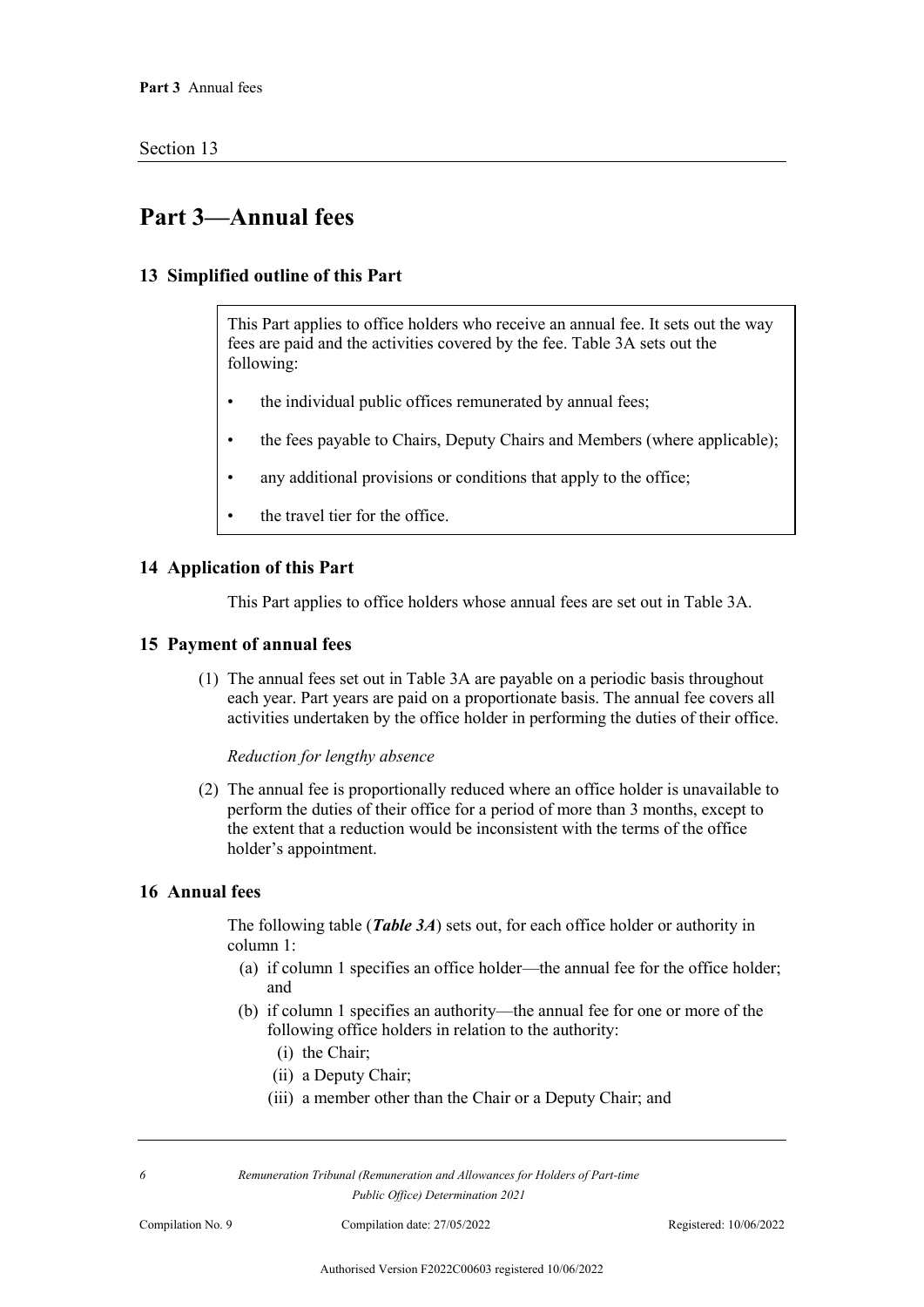# Part 3—Annual fees

## 13 Simplified outline of this Part

> This Part applies to office holders who receive an annual fee. It sets out the way fees are paid and the activities covered by the fee. Table 3A sets out the following:
>
> - the individual public offices remunerated by annual fees;
> - the fees payable to Chairs, Deputy Chairs and Members (where applicable);
> - any additional provisions or conditions that apply to the office;
> - the travel tier for the office.

## 14 Application of this Part

This Part applies to office holders whose annual fees are set out in Table 3A.

## 15 Payment of annual fees

(1) The annual fees set out in Table 3A are payable on a periodic basis throughout each year. Part years are paid on a proportionate basis. The annual fee covers all activities undertaken by the office holder in performing the duties of their office.

*Reduction for lengthy absence*

(2) The annual fee is proportionally reduced where an office holder is unavailable to perform the duties of their office for a period of more than 3 months, except to the extent that a reduction would be inconsistent with the terms of the office holder's appointment.

## 16 Annual fees

The following table (***Table 3A***) sets out, for each office holder or authority in column 1:

(a) if column 1 specifies an office holder—the annual fee for the office holder; and

(b) if column 1 specifies an authority—the annual fee for one or more of the following office holders in relation to the authority:

(i) the Chair;

(ii) a Deputy Chair;

(iii) a member other than the Chair or a Deputy Chair; and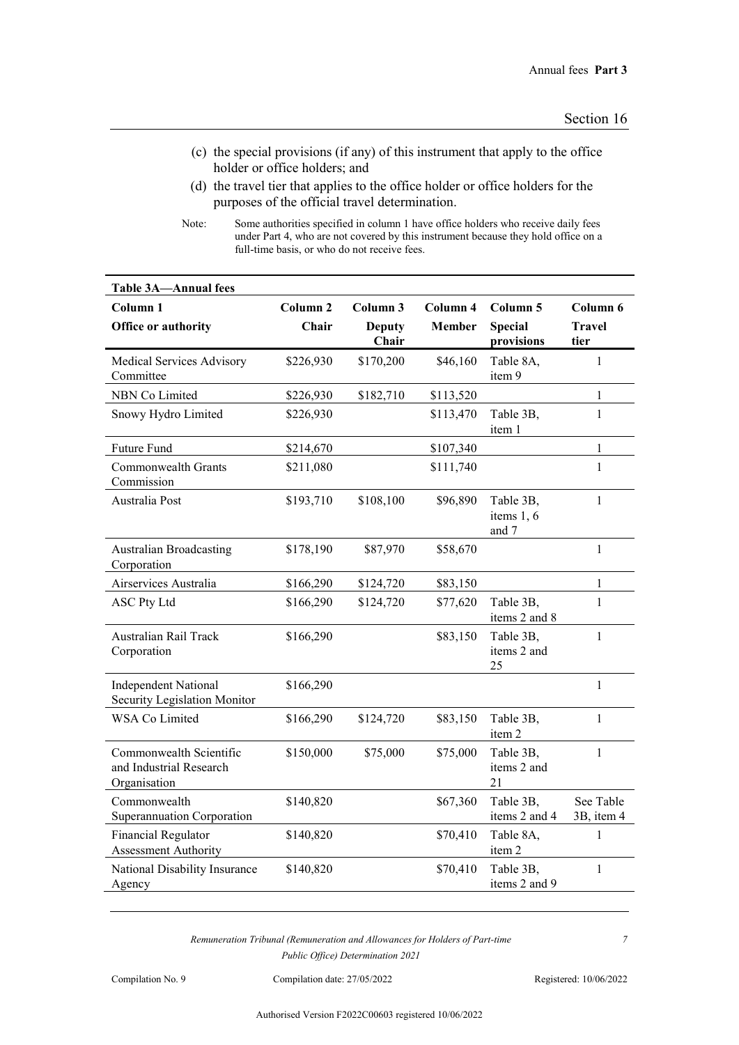(c) the special provisions (if any) of this instrument that apply to the office holder or office holders; and

(d) the travel tier that applies to the office holder or office holders for the purposes of the official travel determination.

Note: Some authorities specified in column 1 have office holders who receive daily fees under Part 4, who are not covered by this instrument because they hold office on a full-time basis, or who do not receive fees.

**Table 3A—Annual fees**

| Column 1<br>Office or authority | Column 2<br>Chair | Column 3<br>Deputy Chair | Column 4<br>Member | Column 5<br>Special provisions | Column 6<br>Travel tier |
|---|---|---|---|---|---|
| Medical Services Advisory Committee | $226,930 | $170,200 | $46,160 | Table 8A, item 9 | 1 |
| NBN Co Limited | $226,930 | $182,710 | $113,520 | | 1 |
| Snowy Hydro Limited | $226,930 | | $113,470 | Table 3B, item 1 | 1 |
| Future Fund | $214,670 | | $107,340 | | 1 |
| Commonwealth Grants Commission | $211,080 | | $111,740 | | 1 |
| Australia Post | $193,710 | $108,100 | $96,890 | Table 3B, items 1, 6 and 7 | 1 |
| Australian Broadcasting Corporation | $178,190 | $87,970 | $58,670 | | 1 |
| Airservices Australia | $166,290 | $124,720 | $83,150 | | 1 |
| ASC Pty Ltd | $166,290 | $124,720 | $77,620 | Table 3B, items 2 and 8 | 1 |
| Australian Rail Track Corporation | $166,290 | | $83,150 | Table 3B, items 2 and 25 | 1 |
| Independent National Security Legislation Monitor | $166,290 | | | | 1 |
| WSA Co Limited | $166,290 | $124,720 | $83,150 | Table 3B, item 2 | 1 |
| Commonwealth Scientific and Industrial Research Organisation | $150,000 | $75,000 | $75,000 | Table 3B, items 2 and 21 | 1 |
| Commonwealth Superannuation Corporation | $140,820 | | $67,360 | Table 3B, items 2 and 4 | See Table 3B, item 4 |
| Financial Regulator Assessment Authority | $140,820 | | $70,410 | Table 8A, item 2 | 1 |
| National Disability Insurance Agency | $140,820 | | $70,410 | Table 3B, items 2 and 9 | 1 |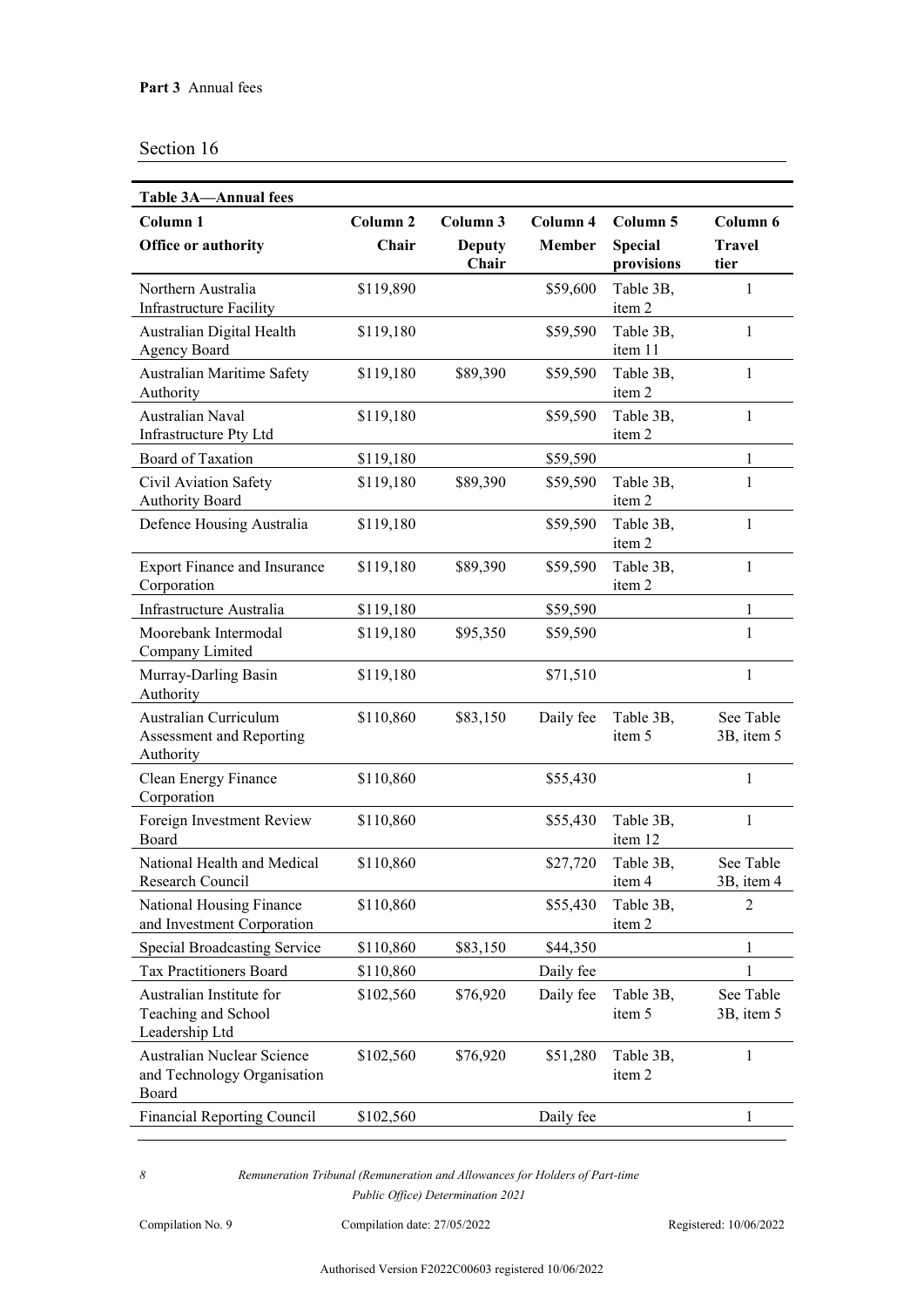**Part 3** Annual fees

Section 16

| **Table 3A—Annual fees** | | | | | |
|---|---|---|---|---|---|
| **Column 1** | **Column 2** | **Column 3** | **Column 4** | **Column 5** | **Column 6** |
| **Office or authority** | **Chair** | **Deputy Chair** | **Member** | **Special provisions** | **Travel tier** |
| Northern Australia Infrastructure Facility | $119,890 | | $59,600 | Table 3B, item 2 | 1 |
| Australian Digital Health Agency Board | $119,180 | | $59,590 | Table 3B, item 11 | 1 |
| Australian Maritime Safety Authority | $119,180 | $89,390 | $59,590 | Table 3B, item 2 | 1 |
| Australian Naval Infrastructure Pty Ltd | $119,180 | | $59,590 | Table 3B, item 2 | 1 |
| Board of Taxation | $119,180 | | $59,590 | | 1 |
| Civil Aviation Safety Authority Board | $119,180 | $89,390 | $59,590 | Table 3B, item 2 | 1 |
| Defence Housing Australia | $119,180 | | $59,590 | Table 3B, item 2 | 1 |
| Export Finance and Insurance Corporation | $119,180 | $89,390 | $59,590 | Table 3B, item 2 | 1 |
| Infrastructure Australia | $119,180 | | $59,590 | | 1 |
| Moorebank Intermodal Company Limited | $119,180 | $95,350 | $59,590 | | 1 |
| Murray-Darling Basin Authority | $119,180 | | $71,510 | | 1 |
| Australian Curriculum Assessment and Reporting Authority | $110,860 | $83,150 | Daily fee | Table 3B, item 5 | See Table 3B, item 5 |
| Clean Energy Finance Corporation | $110,860 | | $55,430 | | 1 |
| Foreign Investment Review Board | $110,860 | | $55,430 | Table 3B, item 12 | 1 |
| National Health and Medical Research Council | $110,860 | | $27,720 | Table 3B, item 4 | See Table 3B, item 4 |
| National Housing Finance and Investment Corporation | $110,860 | | $55,430 | Table 3B, item 2 | 2 |
| Special Broadcasting Service | $110,860 | $83,150 | $44,350 | | 1 |
| Tax Practitioners Board | $110,860 | | Daily fee | | 1 |
| Australian Institute for Teaching and School Leadership Ltd | $102,560 | $76,920 | Daily fee | Table 3B, item 5 | See Table 3B, item 5 |
| Australian Nuclear Science and Technology Organisation Board | $102,560 | $76,920 | $51,280 | Table 3B, item 2 | 1 |
| Financial Reporting Council | $102,560 | | Daily fee | | 1 |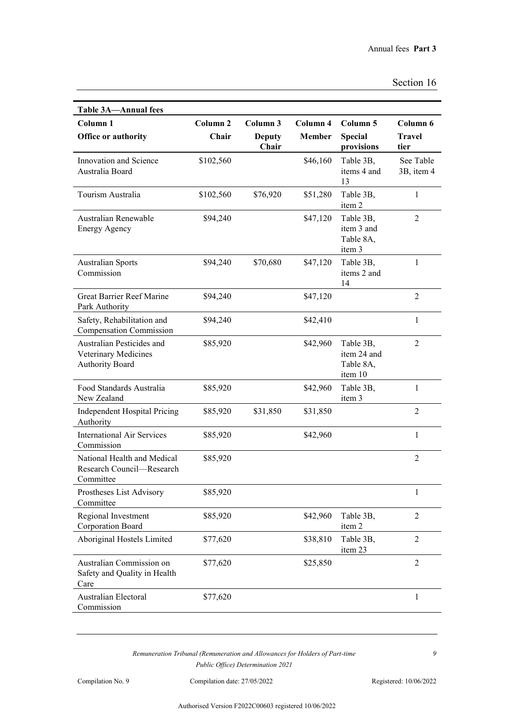**Table 3A—Annual fees**

| Column 1<br>Office or authority | Column 2<br>Chair | Column 3<br>Deputy Chair | Column 4<br>Member | Column 5<br>Special provisions | Column 6<br>Travel tier |
|---|---|---|---|---|---|
| Innovation and Science Australia Board | $102,560 | | $46,160 | Table 3B, items 4 and 13 | See Table 3B, item 4 |
| Tourism Australia | $102,560 | $76,920 | $51,280 | Table 3B, item 2 | 1 |
| Australian Renewable Energy Agency | $94,240 | | $47,120 | Table 3B, item 3 and Table 8A, item 3 | 2 |
| Australian Sports Commission | $94,240 | $70,680 | $47,120 | Table 3B, items 2 and 14 | 1 |
| Great Barrier Reef Marine Park Authority | $94,240 | | $47,120 | | 2 |
| Safety, Rehabilitation and Compensation Commission | $94,240 | | $42,410 | | 1 |
| Australian Pesticides and Veterinary Medicines Authority Board | $85,920 | | $42,960 | Table 3B, item 24 and Table 8A, item 10 | 2 |
| Food Standards Australia New Zealand | $85,920 | | $42,960 | Table 3B, item 3 | 1 |
| Independent Hospital Pricing Authority | $85,920 | $31,850 | $31,850 | | 2 |
| International Air Services Commission | $85,920 | | $42,960 | | 1 |
| National Health and Medical Research Council—Research Committee | $85,920 | | | | 2 |
| Prostheses List Advisory Committee | $85,920 | | | | 1 |
| Regional Investment Corporation Board | $85,920 | | $42,960 | Table 3B, item 2 | 2 |
| Aboriginal Hostels Limited | $77,620 | | $38,810 | Table 3B, item 23 | 2 |
| Australian Commission on Safety and Quality in Health Care | $77,620 | | $25,850 | | 2 |
| Australian Electoral Commission | $77,620 | | | | 1 |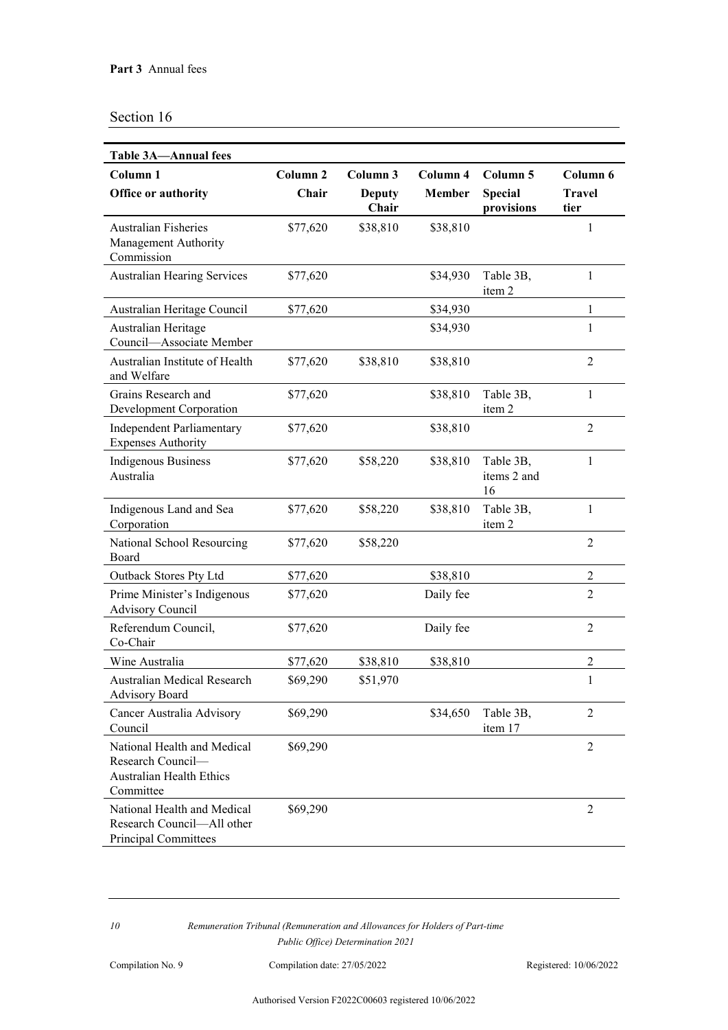**Part 3** Annual fees

Section 16

| **Table 3A—Annual fees** | | | | | |
|---|---|---|---|---|---|
| **Column 1** | **Column 2** | **Column 3** | **Column 4** | **Column 5** | **Column 6** |
| **Office or authority** | **Chair** | **Deputy Chair** | **Member** | **Special provisions** | **Travel tier** |
| Australian Fisheries Management Authority Commission | $77,620 | $38,810 | $38,810 | | 1 |
| Australian Hearing Services | $77,620 | | $34,930 | Table 3B, item 2 | 1 |
| Australian Heritage Council | $77,620 | | $34,930 | | 1 |
| Australian Heritage Council—Associate Member | | | $34,930 | | 1 |
| Australian Institute of Health and Welfare | $77,620 | $38,810 | $38,810 | | 2 |
| Grains Research and Development Corporation | $77,620 | | $38,810 | Table 3B, item 2 | 1 |
| Independent Parliamentary Expenses Authority | $77,620 | | $38,810 | | 2 |
| Indigenous Business Australia | $77,620 | $58,220 | $38,810 | Table 3B, items 2 and 16 | 1 |
| Indigenous Land and Sea Corporation | $77,620 | $58,220 | $38,810 | Table 3B, item 2 | 1 |
| National School Resourcing Board | $77,620 | $58,220 | | | 2 |
| Outback Stores Pty Ltd | $77,620 | | $38,810 | | 2 |
| Prime Minister's Indigenous Advisory Council | $77,620 | | Daily fee | | 2 |
| Referendum Council, Co-Chair | $77,620 | | Daily fee | | 2 |
| Wine Australia | $77,620 | $38,810 | $38,810 | | 2 |
| Australian Medical Research Advisory Board | $69,290 | $51,970 | | | 1 |
| Cancer Australia Advisory Council | $69,290 | | $34,650 | Table 3B, item 17 | 2 |
| National Health and Medical Research Council—Australian Health Ethics Committee | $69,290 | | | | 2 |
| National Health and Medical Research Council—All other Principal Committees | $69,290 | | | | 2 |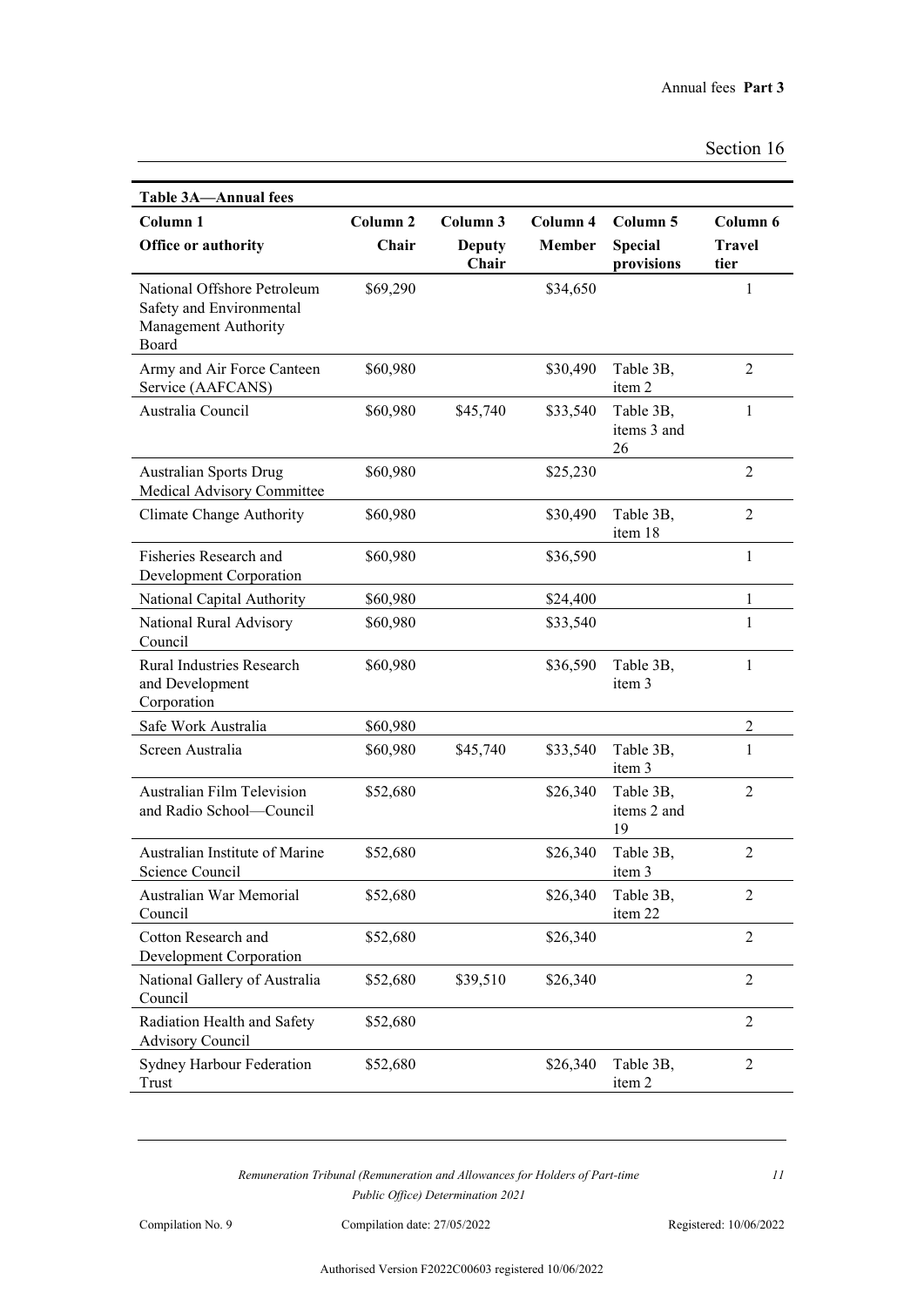**Table 3A—Annual fees**

| Column 1<br>Office or authority | Column 2<br>Chair | Column 3<br>Deputy Chair | Column 4<br>Member | Column 5<br>Special provisions | Column 6<br>Travel tier |
|---|---|---|---|---|---|
| National Offshore Petroleum Safety and Environmental Management Authority Board | $69,290 | | $34,650 | | 1 |
| Army and Air Force Canteen Service (AAFCANS) | $60,980 | | $30,490 | Table 3B, item 2 | 2 |
| Australia Council | $60,980 | $45,740 | $33,540 | Table 3B, items 3 and 26 | 1 |
| Australian Sports Drug Medical Advisory Committee | $60,980 | | $25,230 | | 2 |
| Climate Change Authority | $60,980 | | $30,490 | Table 3B, item 18 | 2 |
| Fisheries Research and Development Corporation | $60,980 | | $36,590 | | 1 |
| National Capital Authority | $60,980 | | $24,400 | | 1 |
| National Rural Advisory Council | $60,980 | | $33,540 | | 1 |
| Rural Industries Research and Development Corporation | $60,980 | | $36,590 | Table 3B, item 3 | 1 |
| Safe Work Australia | $60,980 | | | | 2 |
| Screen Australia | $60,980 | $45,740 | $33,540 | Table 3B, item 3 | 1 |
| Australian Film Television and Radio School—Council | $52,680 | | $26,340 | Table 3B, items 2 and 19 | 2 |
| Australian Institute of Marine Science Council | $52,680 | | $26,340 | Table 3B, item 3 | 2 |
| Australian War Memorial Council | $52,680 | | $26,340 | Table 3B, item 22 | 2 |
| Cotton Research and Development Corporation | $52,680 | | $26,340 | | 2 |
| National Gallery of Australia Council | $52,680 | $39,510 | $26,340 | | 2 |
| Radiation Health and Safety Advisory Council | $52,680 | | | | 2 |
| Sydney Harbour Federation Trust | $52,680 | | $26,340 | Table 3B, item 2 | 2 |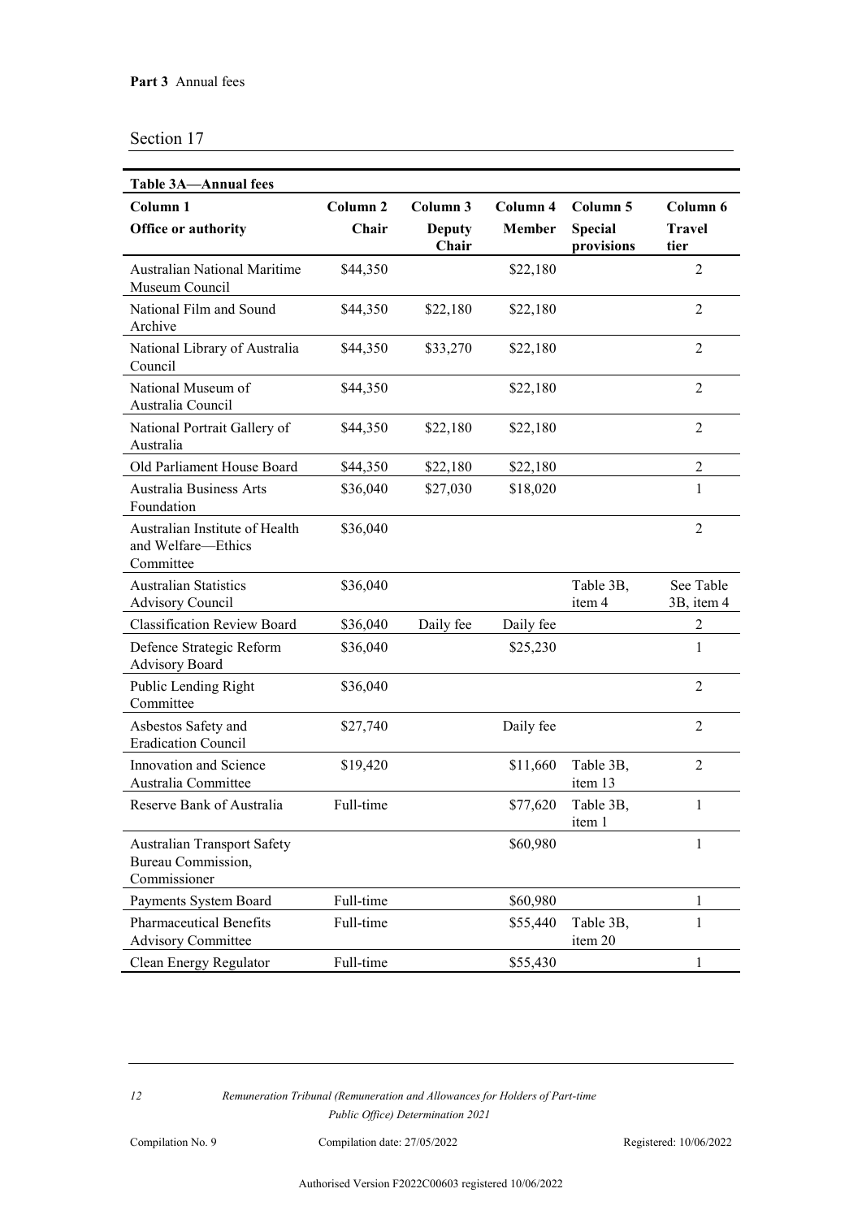**Part 3** Annual fees

Section 17

**Table 3A—Annual fees**

| Column 1<br>**Office or authority** | Column 2<br>**Chair** | Column 3<br>**Deputy Chair** | Column 4<br>**Member** | Column 5<br>**Special provisions** | Column 6<br>**Travel tier** |
|---|---|---|---|---|---|
| Australian National Maritime Museum Council | $44,350 | | $22,180 | | 2 |
| National Film and Sound Archive | $44,350 | $22,180 | $22,180 | | 2 |
| National Library of Australia Council | $44,350 | $33,270 | $22,180 | | 2 |
| National Museum of Australia Council | $44,350 | | $22,180 | | 2 |
| National Portrait Gallery of Australia | $44,350 | $22,180 | $22,180 | | 2 |
| Old Parliament House Board | $44,350 | $22,180 | $22,180 | | 2 |
| Australia Business Arts Foundation | $36,040 | $27,030 | $18,020 | | 1 |
| Australian Institute of Health and Welfare—Ethics Committee | $36,040 | | | | 2 |
| Australian Statistics Advisory Council | $36,040 | | | Table 3B, item 4 | See Table 3B, item 4 |
| Classification Review Board | $36,040 | Daily fee | Daily fee | | 2 |
| Defence Strategic Reform Advisory Board | $36,040 | | $25,230 | | 1 |
| Public Lending Right Committee | $36,040 | | | | 2 |
| Asbestos Safety and Eradication Council | $27,740 | | Daily fee | | 2 |
| Innovation and Science Australia Committee | $19,420 | | $11,660 | Table 3B, item 13 | 2 |
| Reserve Bank of Australia | Full-time | | $77,620 | Table 3B, item 1 | 1 |
| Australian Transport Safety Bureau Commission, Commissioner | | | $60,980 | | 1 |
| Payments System Board | Full-time | | $60,980 | | 1 |
| Pharmaceutical Benefits Advisory Committee | Full-time | | $55,440 | Table 3B, item 20 | 1 |
| Clean Energy Regulator | Full-time | | $55,430 | | 1 |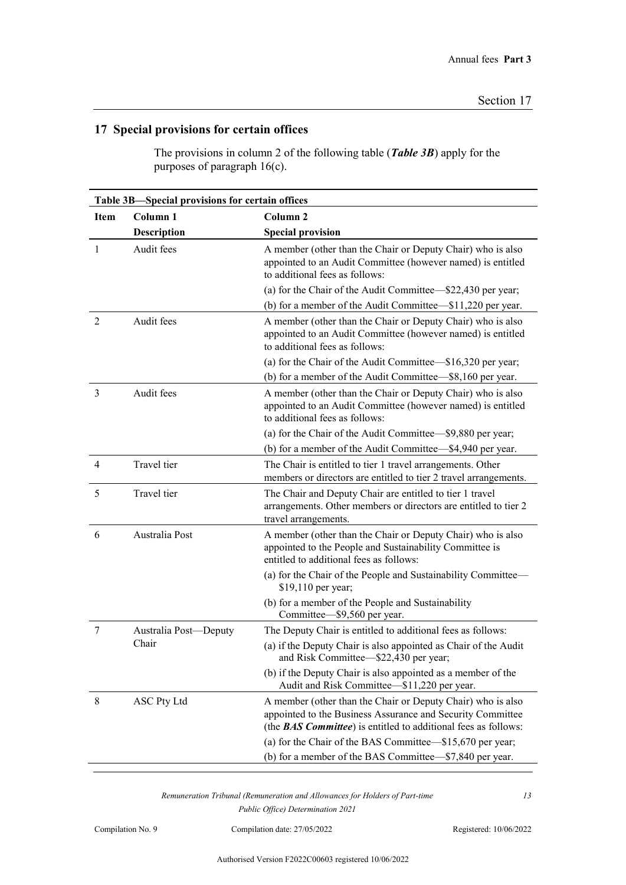## 17 Special provisions for certain offices

The provisions in column 2 of the following table (***Table 3B***) apply for the purposes of paragraph 16(c).

**Table 3B—Special provisions for certain offices**

| Item | Column 1<br>Description | Column 2<br>Special provision |
|---|---|---|
| 1 | Audit fees | A member (other than the Chair or Deputy Chair) who is also appointed to an Audit Committee (however named) is entitled to additional fees as follows:<br>(a) for the Chair of the Audit Committee—$22,430 per year;<br>(b) for a member of the Audit Committee—$11,220 per year. |
| 2 | Audit fees | A member (other than the Chair or Deputy Chair) who is also appointed to an Audit Committee (however named) is entitled to additional fees as follows:<br>(a) for the Chair of the Audit Committee—$16,320 per year;<br>(b) for a member of the Audit Committee—$8,160 per year. |
| 3 | Audit fees | A member (other than the Chair or Deputy Chair) who is also appointed to an Audit Committee (however named) is entitled to additional fees as follows:<br>(a) for the Chair of the Audit Committee—$9,880 per year;<br>(b) for a member of the Audit Committee—$4,940 per year. |
| 4 | Travel tier | The Chair is entitled to tier 1 travel arrangements. Other members or directors are entitled to tier 2 travel arrangements. |
| 5 | Travel tier | The Chair and Deputy Chair are entitled to tier 1 travel arrangements. Other members or directors are entitled to tier 2 travel arrangements. |
| 6 | Australia Post | A member (other than the Chair or Deputy Chair) who is also appointed to the People and Sustainability Committee is entitled to additional fees as follows:<br>(a) for the Chair of the People and Sustainability Committee—$19,110 per year;<br>(b) for a member of the People and Sustainability Committee—$9,560 per year. |
| 7 | Australia Post—Deputy Chair | The Deputy Chair is entitled to additional fees as follows:<br>(a) if the Deputy Chair is also appointed as Chair of the Audit and Risk Committee—$22,430 per year;<br>(b) if the Deputy Chair is also appointed as a member of the Audit and Risk Committee—$11,220 per year. |
| 8 | ASC Pty Ltd | A member (other than the Chair or Deputy Chair) who is also appointed to the Business Assurance and Security Committee (the ***BAS Committee***) is entitled to additional fees as follows:<br>(a) for the Chair of the BAS Committee—$15,670 per year;<br>(b) for a member of the BAS Committee—$7,840 per year. |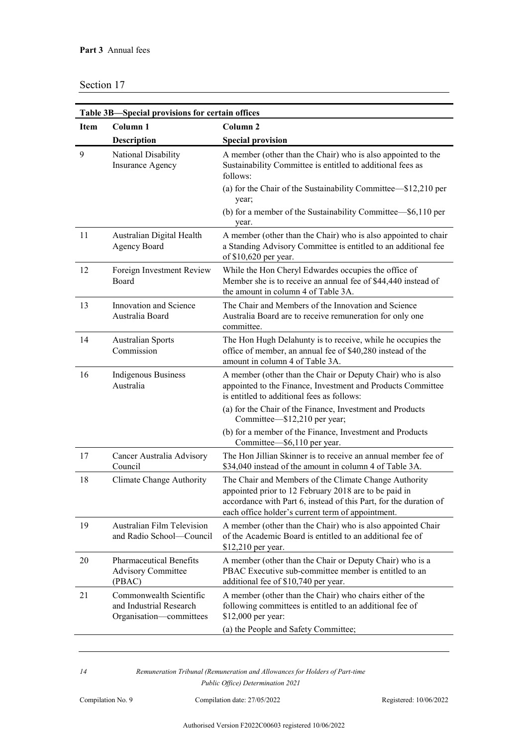Section 17

**Table 3B—Special provisions for certain offices**

| Item | Column 1<br>Description | Column 2<br>Special provision |
|---|---|---|
| 9 | National Disability Insurance Agency | A member (other than the Chair) who is also appointed to the Sustainability Committee is entitled to additional fees as follows:<br>(a) for the Chair of the Sustainability Committee—$12,210 per year;<br>(b) for a member of the Sustainability Committee—$6,110 per year. |
| 11 | Australian Digital Health Agency Board | A member (other than the Chair) who is also appointed to chair a Standing Advisory Committee is entitled to an additional fee of $10,620 per year. |
| 12 | Foreign Investment Review Board | While the Hon Cheryl Edwardes occupies the office of Member she is to receive an annual fee of $44,440 instead of the amount in column 4 of Table 3A. |
| 13 | Innovation and Science Australia Board | The Chair and Members of the Innovation and Science Australia Board are to receive remuneration for only one committee. |
| 14 | Australian Sports Commission | The Hon Hugh Delahunty is to receive, while he occupies the office of member, an annual fee of $40,280 instead of the amount in column 4 of Table 3A. |
| 16 | Indigenous Business Australia | A member (other than the Chair or Deputy Chair) who is also appointed to the Finance, Investment and Products Committee is entitled to additional fees as follows:<br>(a) for the Chair of the Finance, Investment and Products Committee—$12,210 per year;<br>(b) for a member of the Finance, Investment and Products Committee—$6,110 per year. |
| 17 | Cancer Australia Advisory Council | The Hon Jillian Skinner is to receive an annual member fee of $34,040 instead of the amount in column 4 of Table 3A. |
| 18 | Climate Change Authority | The Chair and Members of the Climate Change Authority appointed prior to 12 February 2018 are to be paid in accordance with Part 6, instead of this Part, for the duration of each office holder's current term of appointment. |
| 19 | Australian Film Television and Radio School—Council | A member (other than the Chair) who is also appointed Chair of the Academic Board is entitled to an additional fee of $12,210 per year. |
| 20 | Pharmaceutical Benefits Advisory Committee (PBAC) | A member (other than the Chair or Deputy Chair) who is a PBAC Executive sub-committee member is entitled to an additional fee of $10,740 per year. |
| 21 | Commonwealth Scientific and Industrial Research Organisation—committees | A member (other than the Chair) who chairs either of the following committees is entitled to an additional fee of $12,000 per year:<br>(a) the People and Safety Committee; |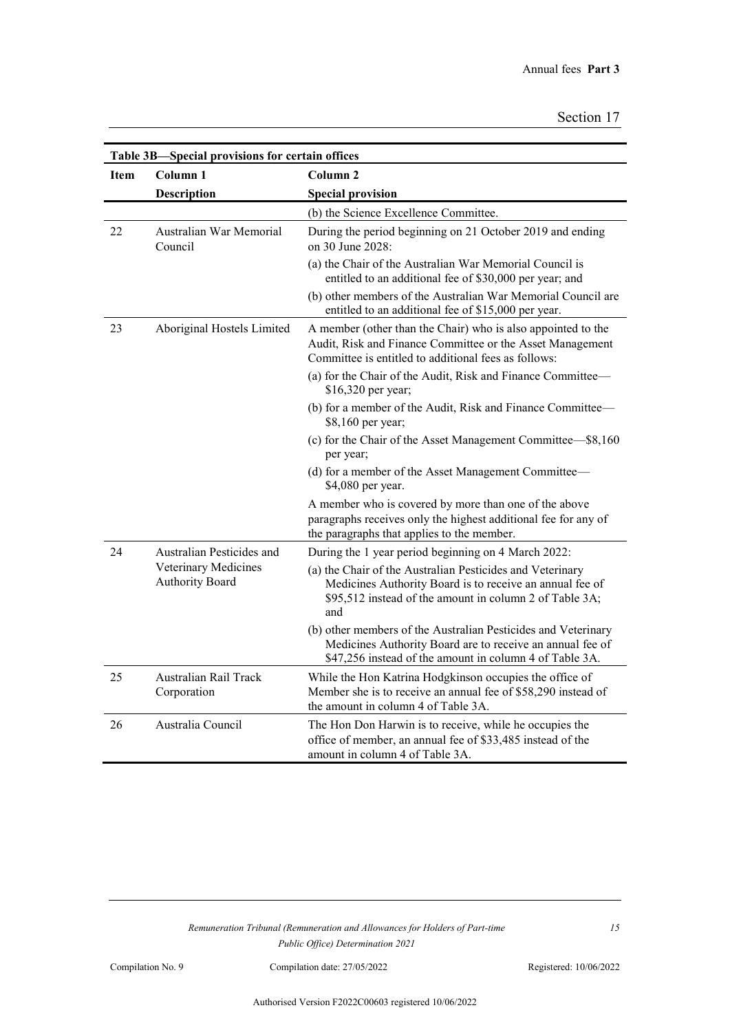**Table 3B—Special provisions for certain offices**

| Item | Column 1<br>Description | Column 2<br>Special provision |
|---|---|---|
| | | (b) the Science Excellence Committee. |
| 22 | Australian War Memorial Council | During the period beginning on 21 October 2019 and ending on 30 June 2028:<br>(a) the Chair of the Australian War Memorial Council is entitled to an additional fee of $30,000 per year; and<br>(b) other members of the Australian War Memorial Council are entitled to an additional fee of $15,000 per year. |
| 23 | Aboriginal Hostels Limited | A member (other than the Chair) who is also appointed to the Audit, Risk and Finance Committee or the Asset Management Committee is entitled to additional fees as follows:<br>(a) for the Chair of the Audit, Risk and Finance Committee—$16,320 per year;<br>(b) for a member of the Audit, Risk and Finance Committee—$8,160 per year;<br>(c) for the Chair of the Asset Management Committee—$8,160 per year;<br>(d) for a member of the Asset Management Committee—$4,080 per year.<br>A member who is covered by more than one of the above paragraphs receives only the highest additional fee for any of the paragraphs that applies to the member. |
| 24 | Australian Pesticides and Veterinary Medicines Authority Board | During the 1 year period beginning on 4 March 2022:<br>(a) the Chair of the Australian Pesticides and Veterinary Medicines Authority Board is to receive an annual fee of $95,512 instead of the amount in column 2 of Table 3A; and<br>(b) other members of the Australian Pesticides and Veterinary Medicines Authority Board are to receive an annual fee of $47,256 instead of the amount in column 4 of Table 3A. |
| 25 | Australian Rail Track Corporation | While the Hon Katrina Hodgkinson occupies the office of Member she is to receive an annual fee of $58,290 instead of the amount in column 4 of Table 3A. |
| 26 | Australia Council | The Hon Don Harwin is to receive, while he occupies the office of member, an annual fee of $33,485 instead of the amount in column 4 of Table 3A. |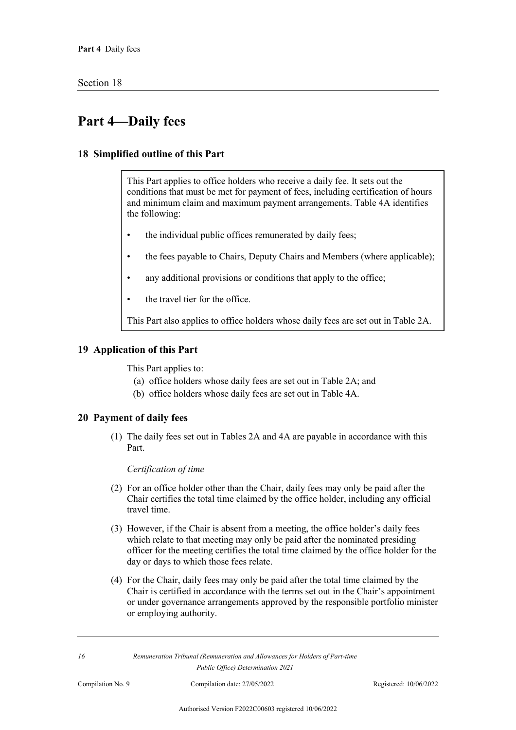# Part 4—Daily fees

## 18 Simplified outline of this Part

> This Part applies to office holders who receive a daily fee. It sets out the conditions that must be met for payment of fees, including certification of hours and minimum claim and maximum payment arrangements. Table 4A identifies the following:
>
> - the individual public offices remunerated by daily fees;
> - the fees payable to Chairs, Deputy Chairs and Members (where applicable);
> - any additional provisions or conditions that apply to the office;
> - the travel tier for the office.
>
> This Part also applies to office holders whose daily fees are set out in Table 2A.

## 19 Application of this Part

This Part applies to:

(a) office holders whose daily fees are set out in Table 2A; and

(b) office holders whose daily fees are set out in Table 4A.

## 20 Payment of daily fees

(1) The daily fees set out in Tables 2A and 4A are payable in accordance with this Part.

*Certification of time*

(2) For an office holder other than the Chair, daily fees may only be paid after the Chair certifies the total time claimed by the office holder, including any official travel time.

(3) However, if the Chair is absent from a meeting, the office holder's daily fees which relate to that meeting may only be paid after the nominated presiding officer for the meeting certifies the total time claimed by the office holder for the day or days to which those fees relate.

(4) For the Chair, daily fees may only be paid after the total time claimed by the Chair is certified in accordance with the terms set out in the Chair's appointment or under governance arrangements approved by the responsible portfolio minister or employing authority.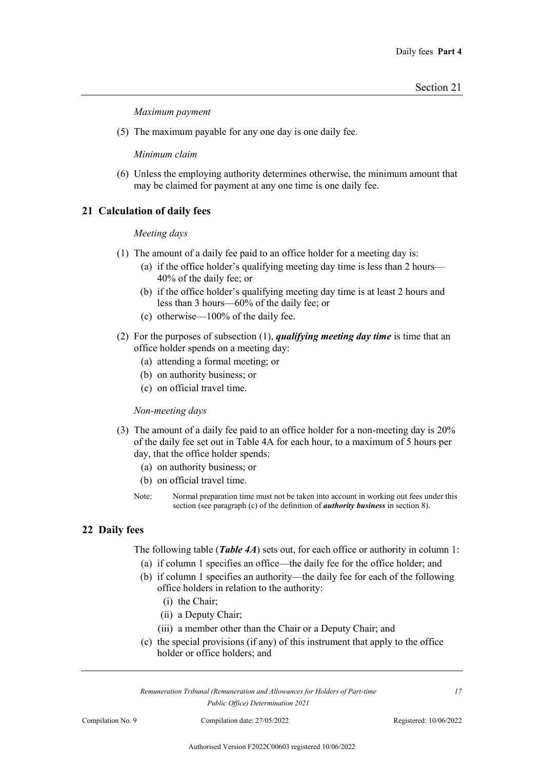*Maximum payment*

(5) The maximum payable for any one day is one daily fee.

*Minimum claim*

(6) Unless the employing authority determines otherwise, the minimum amount that may be claimed for payment at any one time is one daily fee.

## 21 Calculation of daily fees

*Meeting days*

(1) The amount of a daily fee paid to an office holder for a meeting day is:

- (a) if the office holder's qualifying meeting day time is less than 2 hours—40% of the daily fee; or
- (b) if the office holder's qualifying meeting day time is at least 2 hours and less than 3 hours—60% of the daily fee; or
- (c) otherwise—100% of the daily fee.

(2) For the purposes of subsection (1), ***qualifying meeting day time*** is time that an office holder spends on a meeting day:

- (a) attending a formal meeting; or
- (b) on authority business; or
- (c) on official travel time.

*Non-meeting days*

(3) The amount of a daily fee paid to an office holder for a non-meeting day is 20% of the daily fee set out in Table 4A for each hour, to a maximum of 5 hours per day, that the office holder spends:

- (a) on authority business; or
- (b) on official travel time.

Note: Normal preparation time must not be taken into account in working out fees under this section (see paragraph (c) of the definition of ***authority business*** in section 8).

## 22 Daily fees

The following table (***Table 4A***) sets out, for each office or authority in column 1:

- (a) if column 1 specifies an office—the daily fee for the office holder; and
- (b) if column 1 specifies an authority—the daily fee for each of the following office holders in relation to the authority:
  - (i) the Chair;
  - (ii) a Deputy Chair;
  - (iii) a member other than the Chair or a Deputy Chair; and
- (c) the special provisions (if any) of this instrument that apply to the office holder or office holders; and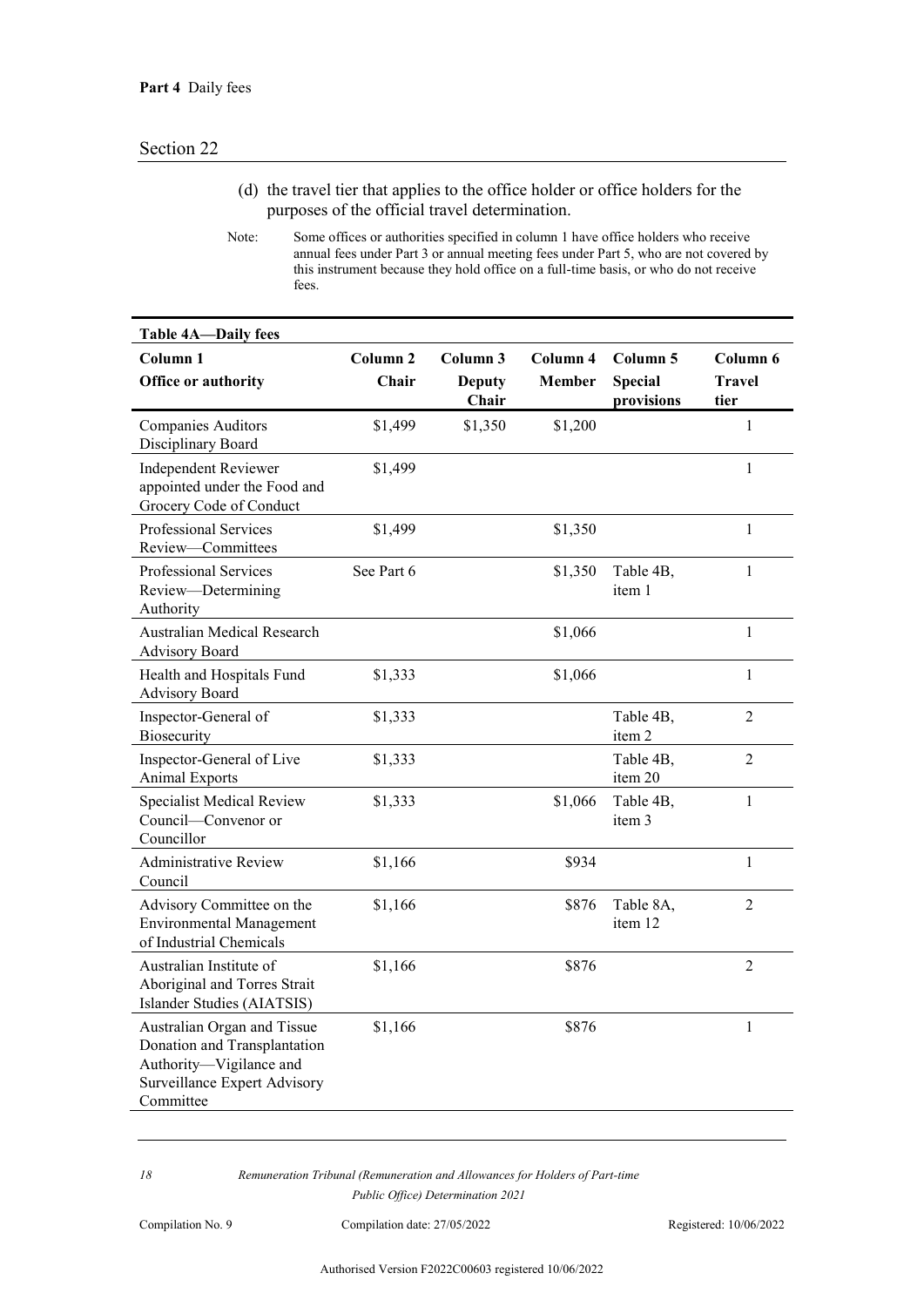(d) the travel tier that applies to the office holder or office holders for the purposes of the official travel determination.

Note: Some offices or authorities specified in column 1 have office holders who receive annual fees under Part 3 or annual meeting fees under Part 5, who are not covered by this instrument because they hold office on a full-time basis, or who do not receive fees.

**Table 4A—Daily fees**

| Column 1<br>Office or authority | Column 2<br>Chair | Column 3<br>Deputy Chair | Column 4<br>Member | Column 5<br>Special provisions | Column 6<br>Travel tier |
|---|---|---|---|---|---|
| Companies Auditors Disciplinary Board | $1,499 | $1,350 | $1,200 | | 1 |
| Independent Reviewer appointed under the Food and Grocery Code of Conduct | $1,499 | | | | 1 |
| Professional Services Review—Committees | $1,499 | | $1,350 | | 1 |
| Professional Services Review—Determining Authority | See Part 6 | | $1,350 | Table 4B, item 1 | 1 |
| Australian Medical Research Advisory Board | | | $1,066 | | 1 |
| Health and Hospitals Fund Advisory Board | $1,333 | | $1,066 | | 1 |
| Inspector-General of Biosecurity | $1,333 | | | Table 4B, item 2 | 2 |
| Inspector-General of Live Animal Exports | $1,333 | | | Table 4B, item 20 | 2 |
| Specialist Medical Review Council—Convenor or Councillor | $1,333 | | $1,066 | Table 4B, item 3 | 1 |
| Administrative Review Council | $1,166 | | $934 | | 1 |
| Advisory Committee on the Environmental Management of Industrial Chemicals | $1,166 | | $876 | Table 8A, item 12 | 2 |
| Australian Institute of Aboriginal and Torres Strait Islander Studies (AIATSIS) | $1,166 | | $876 | | 2 |
| Australian Organ and Tissue Donation and Transplantation Authority—Vigilance and Surveillance Expert Advisory Committee | $1,166 | | $876 | | 1 |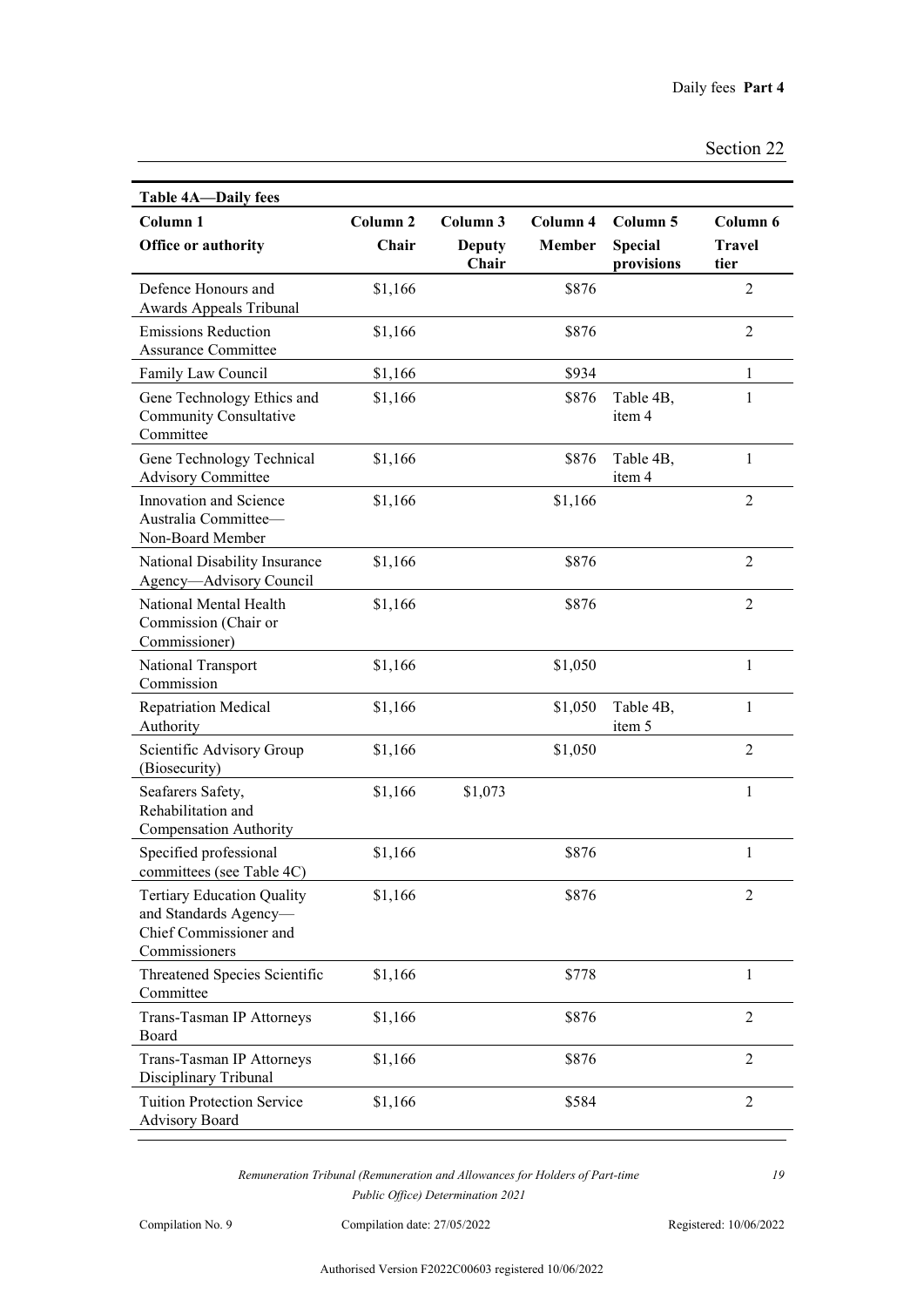**Table 4A—Daily fees**

| Column 1<br>Office or authority | Column 2<br>Chair | Column 3<br>Deputy Chair | Column 4<br>Member | Column 5<br>Special provisions | Column 6<br>Travel tier |
|---|---|---|---|---|---|
| Defence Honours and Awards Appeals Tribunal | $1,166 | | $876 | | 2 |
| Emissions Reduction Assurance Committee | $1,166 | | $876 | | 2 |
| Family Law Council | $1,166 | | $934 | | 1 |
| Gene Technology Ethics and Community Consultative Committee | $1,166 | | $876 | Table 4B, item 4 | 1 |
| Gene Technology Technical Advisory Committee | $1,166 | | $876 | Table 4B, item 4 | 1 |
| Innovation and Science Australia Committee—Non-Board Member | $1,166 | | $1,166 | | 2 |
| National Disability Insurance Agency—Advisory Council | $1,166 | | $876 | | 2 |
| National Mental Health Commission (Chair or Commissioner) | $1,166 | | $876 | | 2 |
| National Transport Commission | $1,166 | | $1,050 | | 1 |
| Repatriation Medical Authority | $1,166 | | $1,050 | Table 4B, item 5 | 1 |
| Scientific Advisory Group (Biosecurity) | $1,166 | | $1,050 | | 2 |
| Seafarers Safety, Rehabilitation and Compensation Authority | $1,166 | $1,073 | | | 1 |
| Specified professional committees (see Table 4C) | $1,166 | | $876 | | 1 |
| Tertiary Education Quality and Standards Agency—Chief Commissioner and Commissioners | $1,166 | | $876 | | 2 |
| Threatened Species Scientific Committee | $1,166 | | $778 | | 1 |
| Trans-Tasman IP Attorneys Board | $1,166 | | $876 | | 2 |
| Trans-Tasman IP Attorneys Disciplinary Tribunal | $1,166 | | $876 | | 2 |
| Tuition Protection Service Advisory Board | $1,166 | | $584 | | 2 |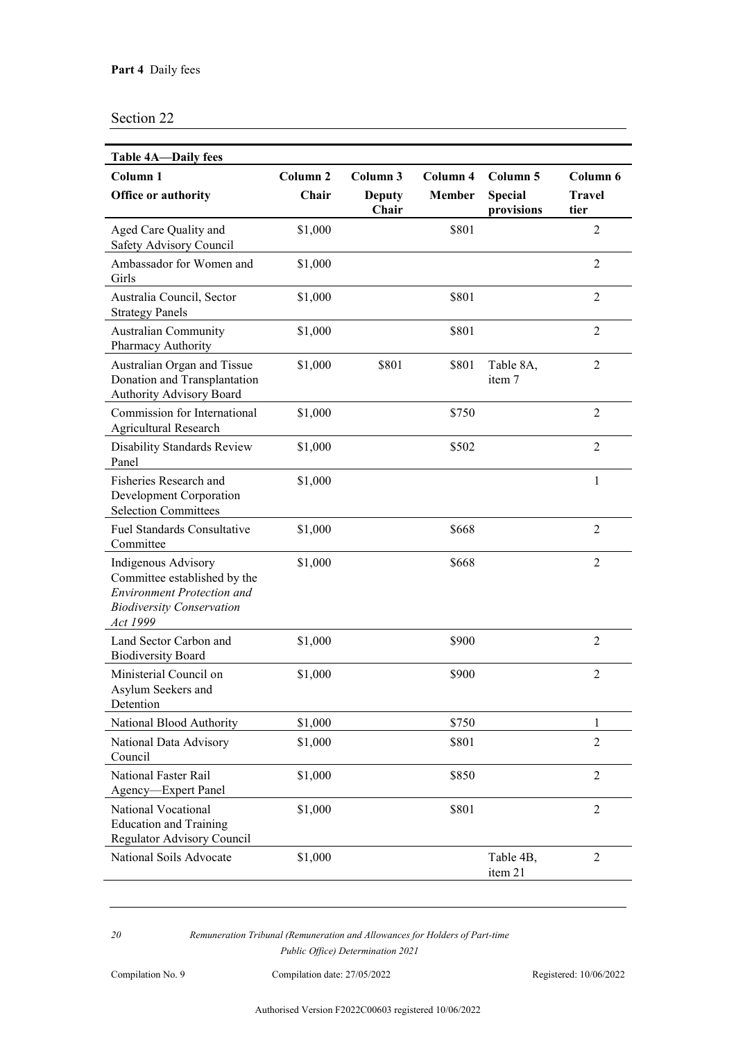**Part 4** Daily fees

Section 22

**Table 4A—Daily fees**

| Column 1<br>**Office or authority** | Column 2<br>**Chair** | Column 3<br>**Deputy Chair** | Column 4<br>**Member** | Column 5<br>**Special provisions** | Column 6<br>**Travel tier** |
|---|---|---|---|---|---|
| Aged Care Quality and Safety Advisory Council | $1,000 | | $801 | | 2 |
| Ambassador for Women and Girls | $1,000 | | | | 2 |
| Australia Council, Sector Strategy Panels | $1,000 | | $801 | | 2 |
| Australian Community Pharmacy Authority | $1,000 | | $801 | | 2 |
| Australian Organ and Tissue Donation and Transplantation Authority Advisory Board | $1,000 | $801 | $801 | Table 8A, item 7 | 2 |
| Commission for International Agricultural Research | $1,000 | | $750 | | 2 |
| Disability Standards Review Panel | $1,000 | | $502 | | 2 |
| Fisheries Research and Development Corporation Selection Committees | $1,000 | | | | 1 |
| Fuel Standards Consultative Committee | $1,000 | | $668 | | 2 |
| Indigenous Advisory Committee established by the *Environment Protection and Biodiversity Conservation Act 1999* | $1,000 | | $668 | | 2 |
| Land Sector Carbon and Biodiversity Board | $1,000 | | $900 | | 2 |
| Ministerial Council on Asylum Seekers and Detention | $1,000 | | $900 | | 2 |
| National Blood Authority | $1,000 | | $750 | | 1 |
| National Data Advisory Council | $1,000 | | $801 | | 2 |
| National Faster Rail Agency—Expert Panel | $1,000 | | $850 | | 2 |
| National Vocational Education and Training Regulator Advisory Council | $1,000 | | $801 | | 2 |
| National Soils Advocate | $1,000 | | | Table 4B, item 21 | 2 |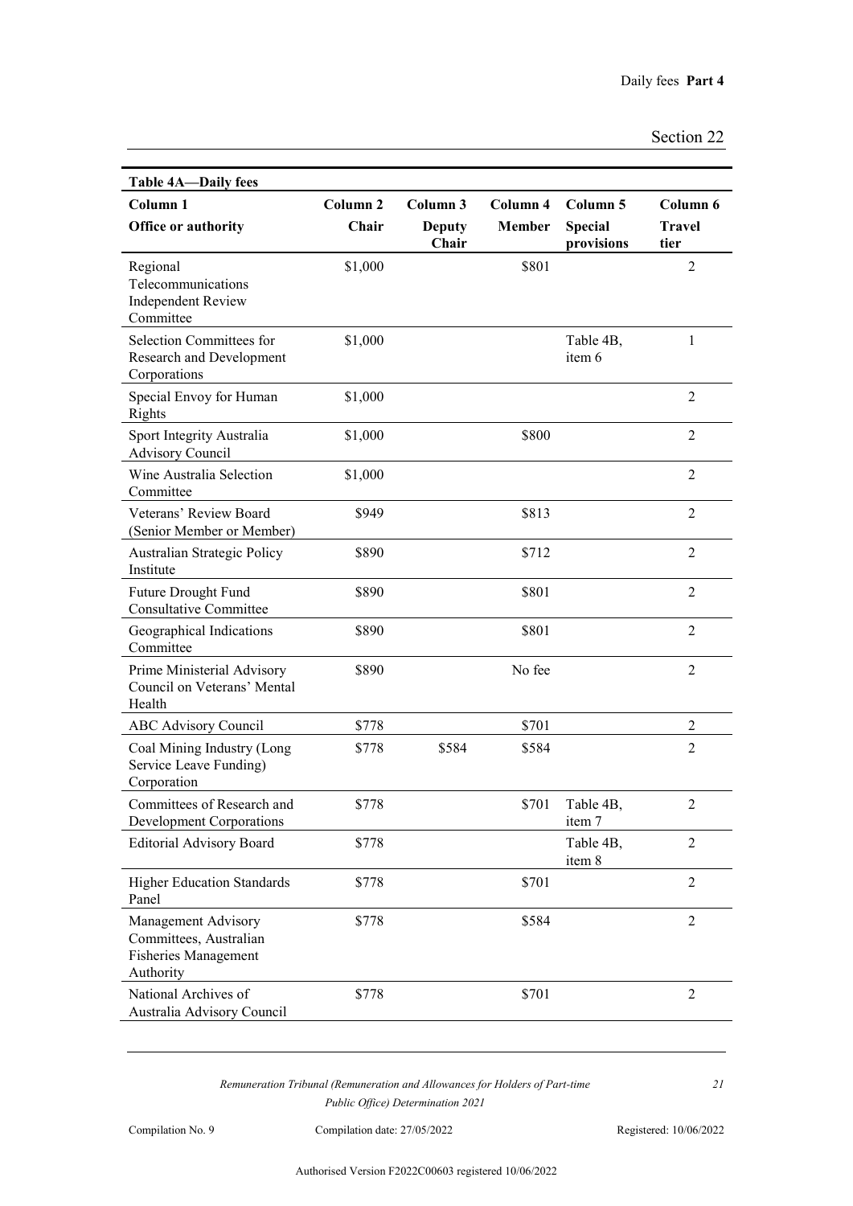**Table 4A—Daily fees**

| Column 1<br>Office or authority | Column 2<br>Chair | Column 3<br>Deputy Chair | Column 4<br>Member | Column 5<br>Special provisions | Column 6<br>Travel tier |
|---|---|---|---|---|---|
| Regional Telecommunications Independent Review Committee | $1,000 | | $801 | | 2 |
| Selection Committees for Research and Development Corporations | $1,000 | | | Table 4B, item 6 | 1 |
| Special Envoy for Human Rights | $1,000 | | | | 2 |
| Sport Integrity Australia Advisory Council | $1,000 | | $800 | | 2 |
| Wine Australia Selection Committee | $1,000 | | | | 2 |
| Veterans' Review Board (Senior Member or Member) | $949 | | $813 | | 2 |
| Australian Strategic Policy Institute | $890 | | $712 | | 2 |
| Future Drought Fund Consultative Committee | $890 | | $801 | | 2 |
| Geographical Indications Committee | $890 | | $801 | | 2 |
| Prime Ministerial Advisory Council on Veterans' Mental Health | $890 | | No fee | | 2 |
| ABC Advisory Council | $778 | | $701 | | 2 |
| Coal Mining Industry (Long Service Leave Funding) Corporation | $778 | $584 | $584 | | 2 |
| Committees of Research and Development Corporations | $778 | | $701 | Table 4B, item 7 | 2 |
| Editorial Advisory Board | $778 | | | Table 4B, item 8 | 2 |
| Higher Education Standards Panel | $778 | | $701 | | 2 |
| Management Advisory Committees, Australian Fisheries Management Authority | $778 | | $584 | | 2 |
| National Archives of Australia Advisory Council | $778 | | $701 | | 2 |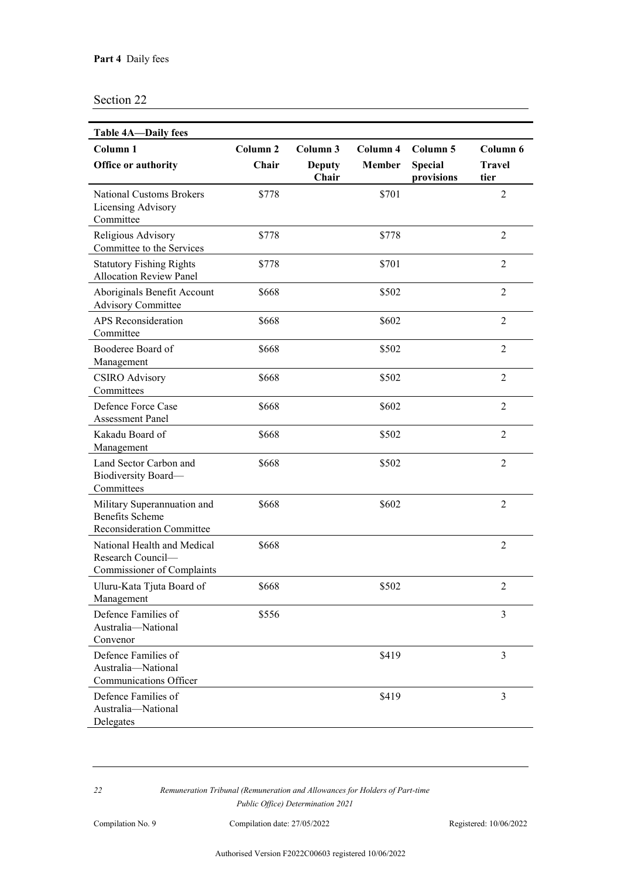**Part 4** Daily fees

Section 22

| **Table 4A—Daily fees** | | | | | |
|---|---|---|---|---|---|
| **Column 1** | **Column 2** | **Column 3** | **Column 4** | **Column 5** | **Column 6** |
| **Office or authority** | **Chair** | **Deputy Chair** | **Member** | **Special provisions** | **Travel tier** |
| National Customs Brokers Licensing Advisory Committee | $778 | | $701 | | 2 |
| Religious Advisory Committee to the Services | $778 | | $778 | | 2 |
| Statutory Fishing Rights Allocation Review Panel | $778 | | $701 | | 2 |
| Aboriginals Benefit Account Advisory Committee | $668 | | $502 | | 2 |
| APS Reconsideration Committee | $668 | | $602 | | 2 |
| Booderee Board of Management | $668 | | $502 | | 2 |
| CSIRO Advisory Committees | $668 | | $502 | | 2 |
| Defence Force Case Assessment Panel | $668 | | $602 | | 2 |
| Kakadu Board of Management | $668 | | $502 | | 2 |
| Land Sector Carbon and Biodiversity Board—Committees | $668 | | $502 | | 2 |
| Military Superannuation and Benefits Scheme Reconsideration Committee | $668 | | $602 | | 2 |
| National Health and Medical Research Council—Commissioner of Complaints | $668 | | | | 2 |
| Uluru-Kata Tjuta Board of Management | $668 | | $502 | | 2 |
| Defence Families of Australia—National Convenor | $556 | | | | 3 |
| Defence Families of Australia—National Communications Officer | | | $419 | | 3 |
| Defence Families of Australia—National Delegates | | | $419 | | 3 |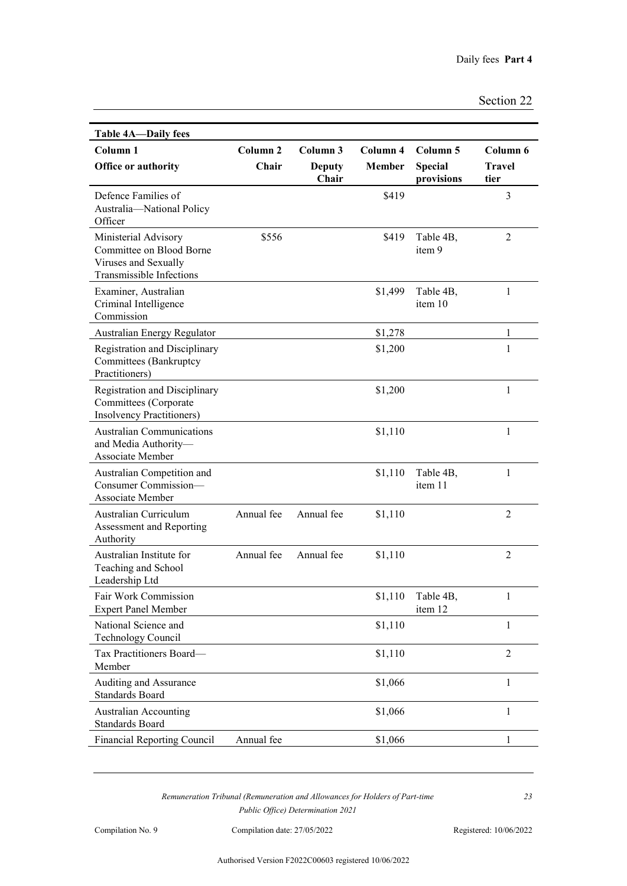**Table 4A—Daily fees**

| Column 1<br>Office or authority | Column 2<br>Chair | Column 3<br>Deputy Chair | Column 4<br>Member | Column 5<br>Special provisions | Column 6<br>Travel tier |
|---|---|---|---|---|---|
| Defence Families of Australia—National Policy Officer | | | $419 | | 3 |
| Ministerial Advisory Committee on Blood Borne Viruses and Sexually Transmissible Infections | $556 | | $419 | Table 4B, item 9 | 2 |
| Examiner, Australian Criminal Intelligence Commission | | | $1,499 | Table 4B, item 10 | 1 |
| Australian Energy Regulator | | | $1,278 | | 1 |
| Registration and Disciplinary Committees (Bankruptcy Practitioners) | | | $1,200 | | 1 |
| Registration and Disciplinary Committees (Corporate Insolvency Practitioners) | | | $1,200 | | 1 |
| Australian Communications and Media Authority—Associate Member | | | $1,110 | | 1 |
| Australian Competition and Consumer Commission—Associate Member | | | $1,110 | Table 4B, item 11 | 1 |
| Australian Curriculum Assessment and Reporting Authority | Annual fee | Annual fee | $1,110 | | 2 |
| Australian Institute for Teaching and School Leadership Ltd | Annual fee | Annual fee | $1,110 | | 2 |
| Fair Work Commission Expert Panel Member | | | $1,110 | Table 4B, item 12 | 1 |
| National Science and Technology Council | | | $1,110 | | 1 |
| Tax Practitioners Board—Member | | | $1,110 | | 2 |
| Auditing and Assurance Standards Board | | | $1,066 | | 1 |
| Australian Accounting Standards Board | | | $1,066 | | 1 |
| Financial Reporting Council | Annual fee | | $1,066 | | 1 |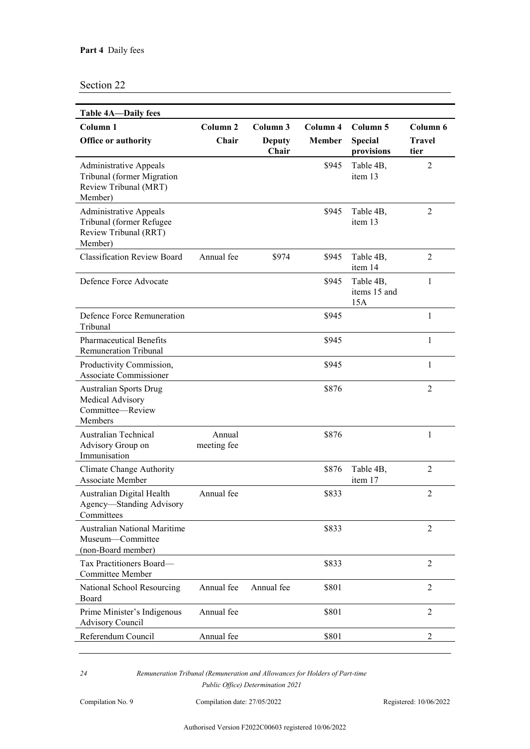**Part 4** Daily fees

Section 22

| Table 4A—Daily fees | | | | | |
|---|---|---|---|---|---|
| Column 1 | Column 2 | Column 3 | Column 4 | Column 5 | Column 6 |
| **Office or authority** | **Chair** | **Deputy Chair** | **Member** | **Special provisions** | **Travel tier** |
| Administrative Appeals Tribunal (former Migration Review Tribunal (MRT) Member) | | | $945 | Table 4B, item 13 | 2 |
| Administrative Appeals Tribunal (former Refugee Review Tribunal (RRT) Member) | | | $945 | Table 4B, item 13 | 2 |
| Classification Review Board | Annual fee | $974 | $945 | Table 4B, item 14 | 2 |
| Defence Force Advocate | | | $945 | Table 4B, items 15 and 15A | 1 |
| Defence Force Remuneration Tribunal | | | $945 | | 1 |
| Pharmaceutical Benefits Remuneration Tribunal | | | $945 | | 1 |
| Productivity Commission, Associate Commissioner | | | $945 | | 1 |
| Australian Sports Drug Medical Advisory Committee—Review Members | | | $876 | | 2 |
| Australian Technical Advisory Group on Immunisation | Annual meeting fee | | $876 | | 1 |
| Climate Change Authority Associate Member | | | $876 | Table 4B, item 17 | 2 |
| Australian Digital Health Agency—Standing Advisory Committees | Annual fee | | $833 | | 2 |
| Australian National Maritime Museum—Committee (non-Board member) | | | $833 | | 2 |
| Tax Practitioners Board—Committee Member | | | $833 | | 2 |
| National School Resourcing Board | Annual fee | Annual fee | $801 | | 2 |
| Prime Minister's Indigenous Advisory Council | Annual fee | | $801 | | 2 |
| Referendum Council | Annual fee | | $801 | | 2 |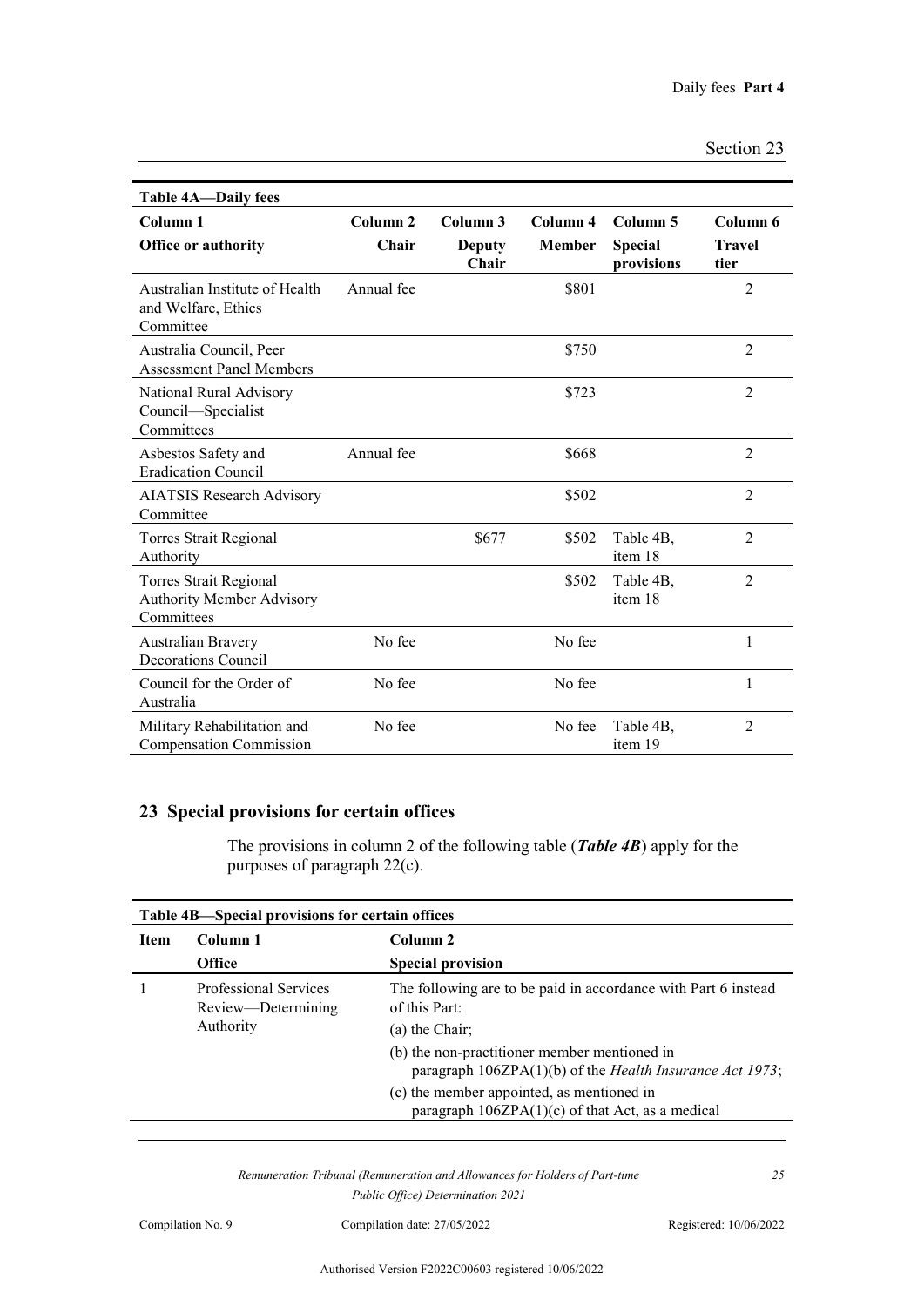| Table 4A—Daily fees | | | | | |
|---|---|---|---|---|---|
| Column 1 | Column 2 | Column 3 | Column 4 | Column 5 | Column 6 |
| Office or authority | Chair | Deputy Chair | Member | Special provisions | Travel tier |
| Australian Institute of Health and Welfare, Ethics Committee | Annual fee | | $801 | | 2 |
| Australia Council, Peer Assessment Panel Members | | | $750 | | 2 |
| National Rural Advisory Council—Specialist Committees | | | $723 | | 2 |
| Asbestos Safety and Eradication Council | Annual fee | | $668 | | 2 |
| AIATSIS Research Advisory Committee | | | $502 | | 2 |
| Torres Strait Regional Authority | | $677 | $502 | Table 4B, item 18 | 2 |
| Torres Strait Regional Authority Member Advisory Committees | | | $502 | Table 4B, item 18 | 2 |
| Australian Bravery Decorations Council | No fee | | No fee | | 1 |
| Council for the Order of Australia | No fee | | No fee | | 1 |
| Military Rehabilitation and Compensation Commission | No fee | | No fee | Table 4B, item 19 | 2 |

## 23 Special provisions for certain offices

The provisions in column 2 of the following table (***Table 4B***) apply for the purposes of paragraph 22(c).

| Table 4B—Special provisions for certain offices | | |
|---|---|---|
| Item | Column 1<br>Office | Column 2<br>Special provision |
| 1 | Professional Services Review—Determining Authority | The following are to be paid in accordance with Part 6 instead of this Part:<br>(a) the Chair;<br>(b) the non-practitioner member mentioned in paragraph 106ZPA(1)(b) of the *Health Insurance Act 1973*;<br>(c) the member appointed, as mentioned in paragraph 106ZPA(1)(c) of that Act, as a medical |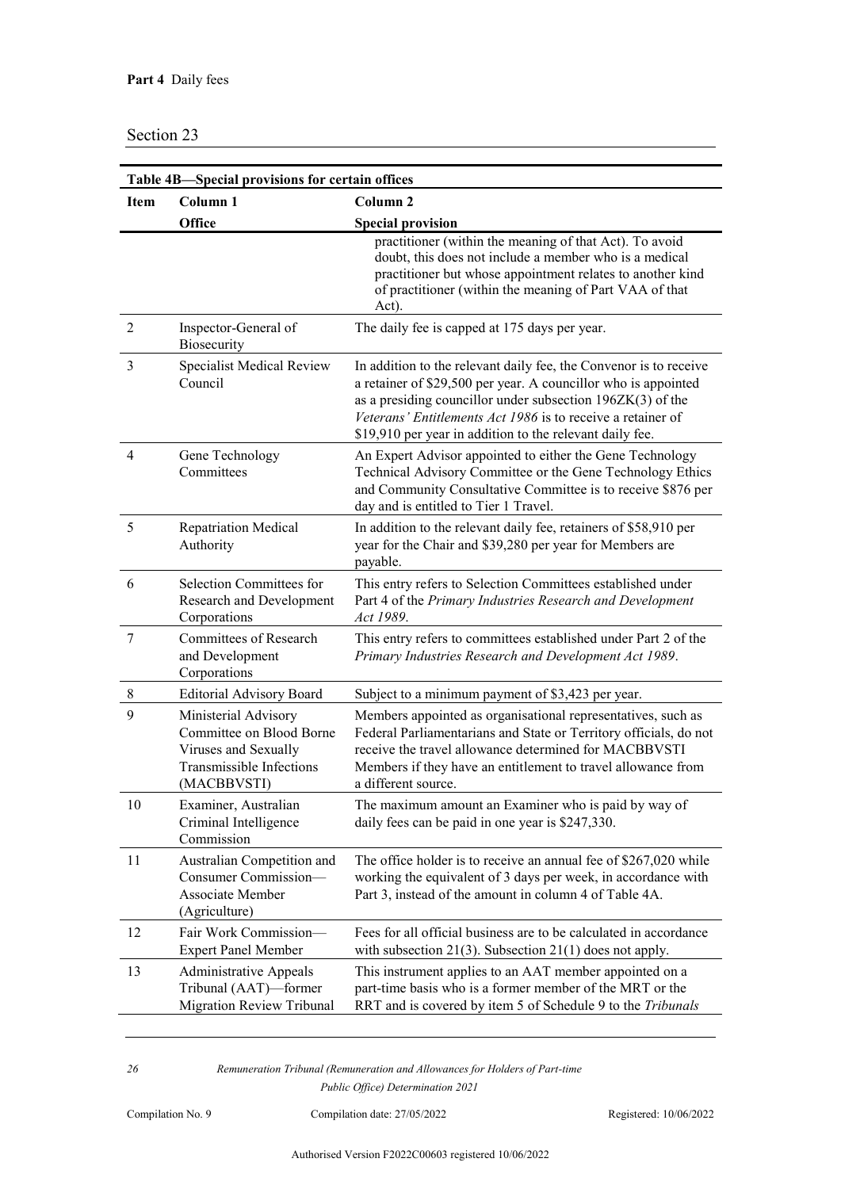| Item | Column 1<br>Office | Column 2<br>Special provision |
|---|---|---|
| | | practitioner (within the meaning of that Act). To avoid doubt, this does not include a member who is a medical practitioner but whose appointment relates to another kind of practitioner (within the meaning of Part VAA of that Act). |
| 2 | Inspector-General of Biosecurity | The daily fee is capped at 175 days per year. |
| 3 | Specialist Medical Review Council | In addition to the relevant daily fee, the Convenor is to receive a retainer of $29,500 per year. A councillor who is appointed as a presiding councillor under subsection 196ZK(3) of the *Veterans' Entitlements Act 1986* is to receive a retainer of $19,910 per year in addition to the relevant daily fee. |
| 4 | Gene Technology Committees | An Expert Advisor appointed to either the Gene Technology Technical Advisory Committee or the Gene Technology Ethics and Community Consultative Committee is to receive $876 per day and is entitled to Tier 1 Travel. |
| 5 | Repatriation Medical Authority | In addition to the relevant daily fee, retainers of $58,910 per year for the Chair and $39,280 per year for Members are payable. |
| 6 | Selection Committees for Research and Development Corporations | This entry refers to Selection Committees established under Part 4 of the *Primary Industries Research and Development Act 1989*. |
| 7 | Committees of Research and Development Corporations | This entry refers to committees established under Part 2 of the *Primary Industries Research and Development Act 1989*. |
| 8 | Editorial Advisory Board | Subject to a minimum payment of $3,423 per year. |
| 9 | Ministerial Advisory Committee on Blood Borne Viruses and Sexually Transmissible Infections (MACBBVSTI) | Members appointed as organisational representatives, such as Federal Parliamentarians and State or Territory officials, do not receive the travel allowance determined for MACBBVSTI Members if they have an entitlement to travel allowance from a different source. |
| 10 | Examiner, Australian Criminal Intelligence Commission | The maximum amount an Examiner who is paid by way of daily fees can be paid in one year is $247,330. |
| 11 | Australian Competition and Consumer Commission—Associate Member (Agriculture) | The office holder is to receive an annual fee of $267,020 while working the equivalent of 3 days per week, in accordance with Part 3, instead of the amount in column 4 of Table 4A. |
| 12 | Fair Work Commission—Expert Panel Member | Fees for all official business are to be calculated in accordance with subsection 21(3). Subsection 21(1) does not apply. |
| 13 | Administrative Appeals Tribunal (AAT)—former Migration Review Tribunal | This instrument applies to an AAT member appointed on a part-time basis who is a former member of the MRT or the RRT and is covered by item 5 of Schedule 9 to the *Tribunals* |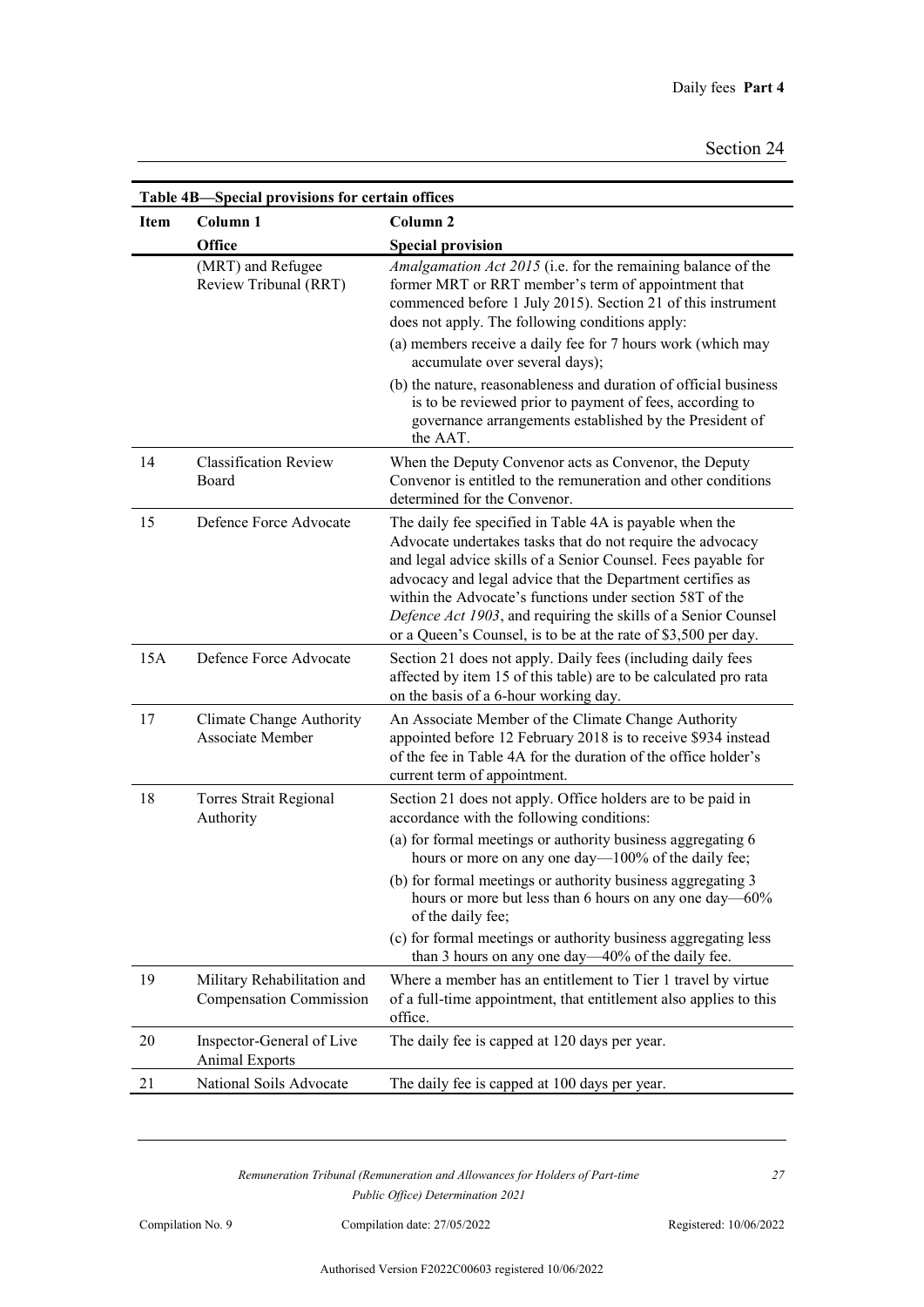**Table 4B—Special provisions for certain offices**

| Item | Column 1<br>Office | Column 2<br>Special provision |
|---|---|---|
| | (MRT) and Refugee Review Tribunal (RRT) | *Amalgamation Act 2015* (i.e. for the remaining balance of the former MRT or RRT member's term of appointment that commenced before 1 July 2015). Section 21 of this instrument does not apply. The following conditions apply:<br>(a) members receive a daily fee for 7 hours work (which may accumulate over several days);<br>(b) the nature, reasonableness and duration of official business is to be reviewed prior to payment of fees, according to governance arrangements established by the President of the AAT. |
| 14 | Classification Review Board | When the Deputy Convenor acts as Convenor, the Deputy Convenor is entitled to the remuneration and other conditions determined for the Convenor. |
| 15 | Defence Force Advocate | The daily fee specified in Table 4A is payable when the Advocate undertakes tasks that do not require the advocacy and legal advice skills of a Senior Counsel. Fees payable for advocacy and legal advice that the Department certifies as within the Advocate's functions under section 58T of the *Defence Act 1903*, and requiring the skills of a Senior Counsel or a Queen's Counsel, is to be at the rate of $3,500 per day. |
| 15A | Defence Force Advocate | Section 21 does not apply. Daily fees (including daily fees affected by item 15 of this table) are to be calculated pro rata on the basis of a 6-hour working day. |
| 17 | Climate Change Authority Associate Member | An Associate Member of the Climate Change Authority appointed before 12 February 2018 is to receive $934 instead of the fee in Table 4A for the duration of the office holder's current term of appointment. |
| 18 | Torres Strait Regional Authority | Section 21 does not apply. Office holders are to be paid in accordance with the following conditions:<br>(a) for formal meetings or authority business aggregating 6 hours or more on any one day—100% of the daily fee;<br>(b) for formal meetings or authority business aggregating 3 hours or more but less than 6 hours on any one day—60% of the daily fee;<br>(c) for formal meetings or authority business aggregating less than 3 hours on any one day—40% of the daily fee. |
| 19 | Military Rehabilitation and Compensation Commission | Where a member has an entitlement to Tier 1 travel by virtue of a full-time appointment, that entitlement also applies to this office. |
| 20 | Inspector-General of Live Animal Exports | The daily fee is capped at 120 days per year. |
| 21 | National Soils Advocate | The daily fee is capped at 100 days per year. |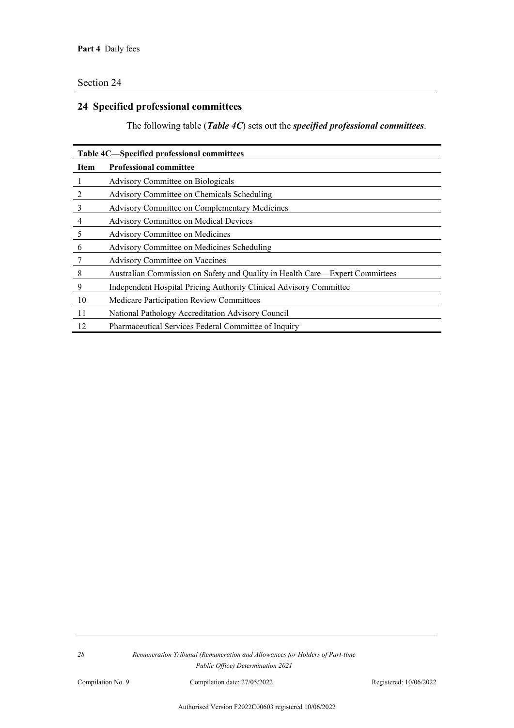## 24 Specified professional committees

The following table (***Table 4C***) sets out the ***specified professional committees***.

**Table 4C—Specified professional committees**

| Item | Professional committee |
|---|---|
| 1 | Advisory Committee on Biologicals |
| 2 | Advisory Committee on Chemicals Scheduling |
| 3 | Advisory Committee on Complementary Medicines |
| 4 | Advisory Committee on Medical Devices |
| 5 | Advisory Committee on Medicines |
| 6 | Advisory Committee on Medicines Scheduling |
| 7 | Advisory Committee on Vaccines |
| 8 | Australian Commission on Safety and Quality in Health Care—Expert Committees |
| 9 | Independent Hospital Pricing Authority Clinical Advisory Committee |
| 10 | Medicare Participation Review Committees |
| 11 | National Pathology Accreditation Advisory Council |
| 12 | Pharmaceutical Services Federal Committee of Inquiry |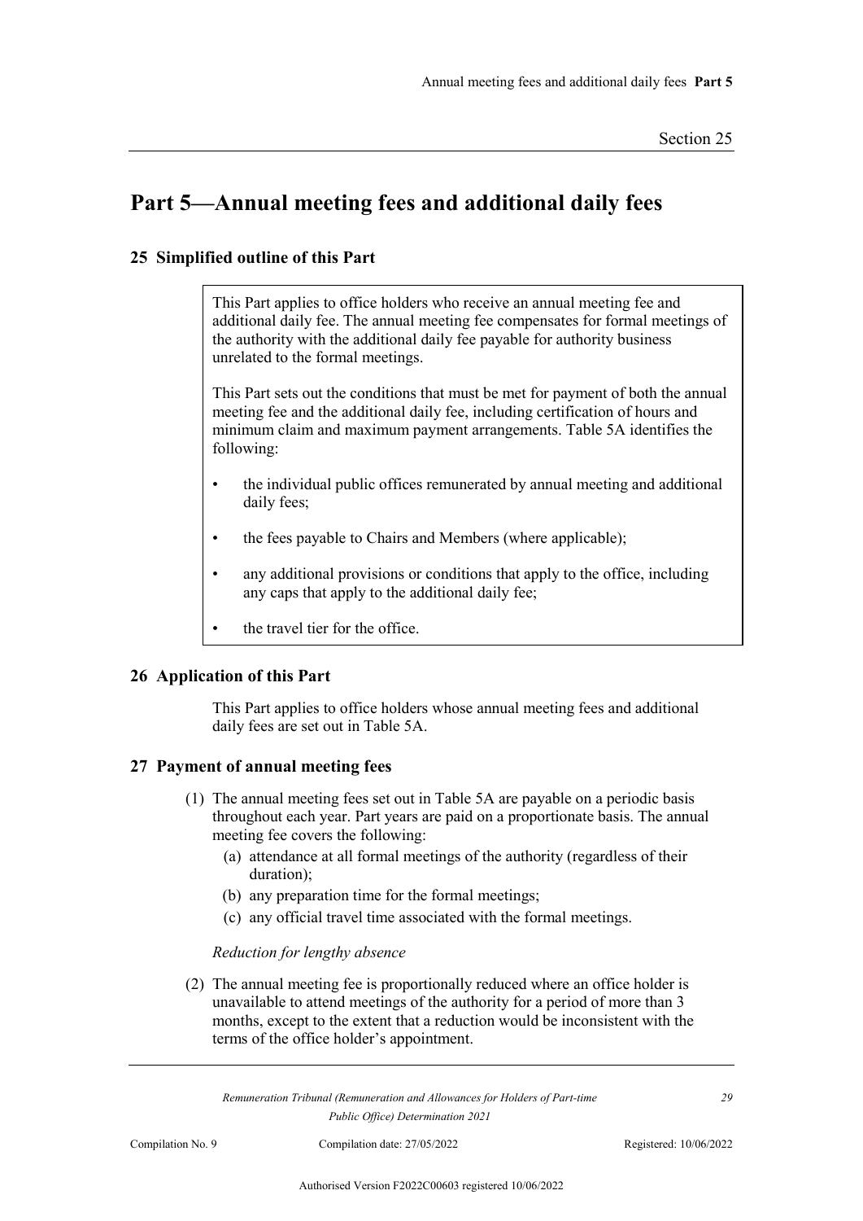# Part 5—Annual meeting fees and additional daily fees

## 25 Simplified outline of this Part

> This Part applies to office holders who receive an annual meeting fee and additional daily fee. The annual meeting fee compensates for formal meetings of the authority with the additional daily fee payable for authority business unrelated to the formal meetings.
>
> This Part sets out the conditions that must be met for payment of both the annual meeting fee and the additional daily fee, including certification of hours and minimum claim and maximum payment arrangements. Table 5A identifies the following:
>
> - the individual public offices remunerated by annual meeting and additional daily fees;
> - the fees payable to Chairs and Members (where applicable);
> - any additional provisions or conditions that apply to the office, including any caps that apply to the additional daily fee;
> - the travel tier for the office.

## 26 Application of this Part

This Part applies to office holders whose annual meeting fees and additional daily fees are set out in Table 5A.

## 27 Payment of annual meeting fees

(1) The annual meeting fees set out in Table 5A are payable on a periodic basis throughout each year. Part years are paid on a proportionate basis. The annual meeting fee covers the following:

(a) attendance at all formal meetings of the authority (regardless of their duration);

(b) any preparation time for the formal meetings;

(c) any official travel time associated with the formal meetings.

*Reduction for lengthy absence*

(2) The annual meeting fee is proportionally reduced where an office holder is unavailable to attend meetings of the authority for a period of more than 3 months, except to the extent that a reduction would be inconsistent with the terms of the office holder's appointment.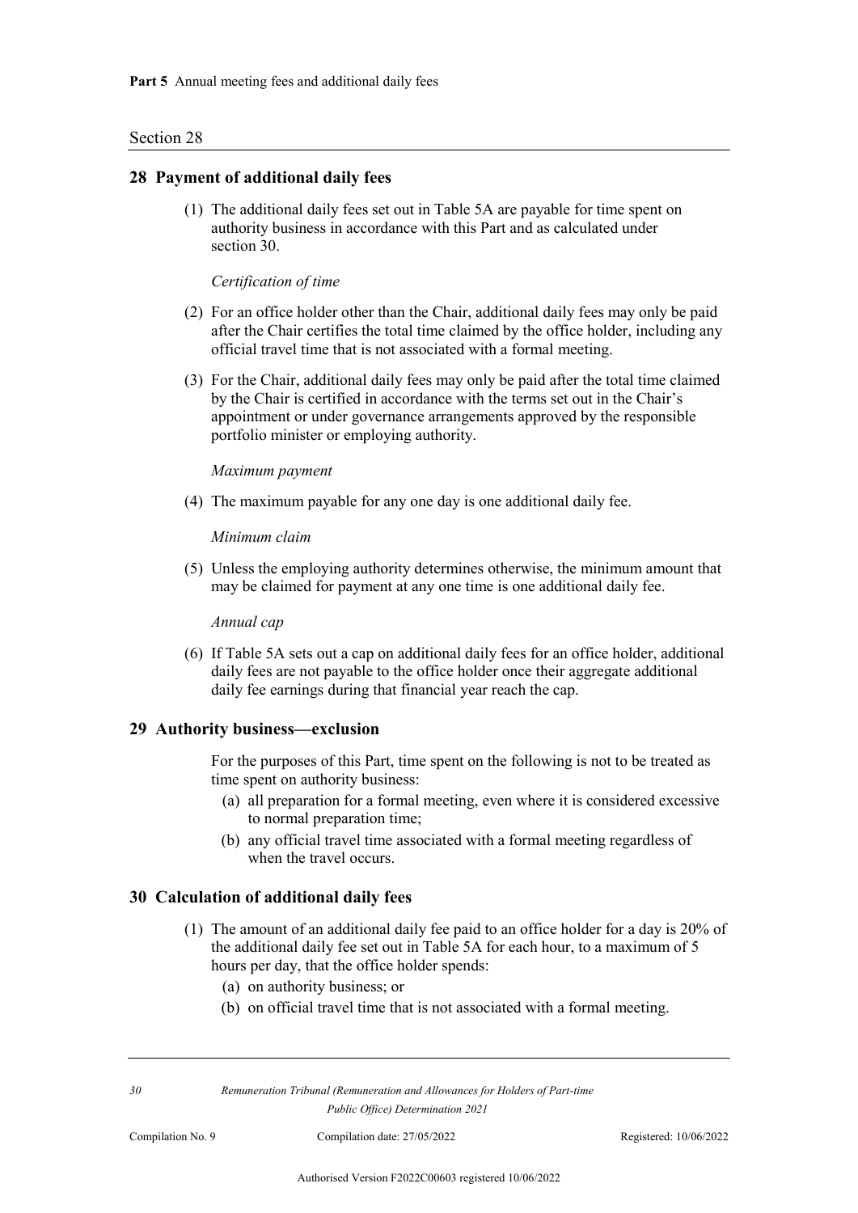## 28 Payment of additional daily fees

(1) The additional daily fees set out in Table 5A are payable for time spent on authority business in accordance with this Part and as calculated under section 30.

*Certification of time*

(2) For an office holder other than the Chair, additional daily fees may only be paid after the Chair certifies the total time claimed by the office holder, including any official travel time that is not associated with a formal meeting.

(3) For the Chair, additional daily fees may only be paid after the total time claimed by the Chair is certified in accordance with the terms set out in the Chair's appointment or under governance arrangements approved by the responsible portfolio minister or employing authority.

*Maximum payment*

(4) The maximum payable for any one day is one additional daily fee.

*Minimum claim*

(5) Unless the employing authority determines otherwise, the minimum amount that may be claimed for payment at any one time is one additional daily fee.

*Annual cap*

(6) If Table 5A sets out a cap on additional daily fees for an office holder, additional daily fees are not payable to the office holder once their aggregate additional daily fee earnings during that financial year reach the cap.

## 29 Authority business—exclusion

For the purposes of this Part, time spent on the following is not to be treated as time spent on authority business:

(a) all preparation for a formal meeting, even where it is considered excessive to normal preparation time;

(b) any official travel time associated with a formal meeting regardless of when the travel occurs.

## 30 Calculation of additional daily fees

(1) The amount of an additional daily fee paid to an office holder for a day is 20% of the additional daily fee set out in Table 5A for each hour, to a maximum of 5 hours per day, that the office holder spends:

(a) on authority business; or

(b) on official travel time that is not associated with a formal meeting.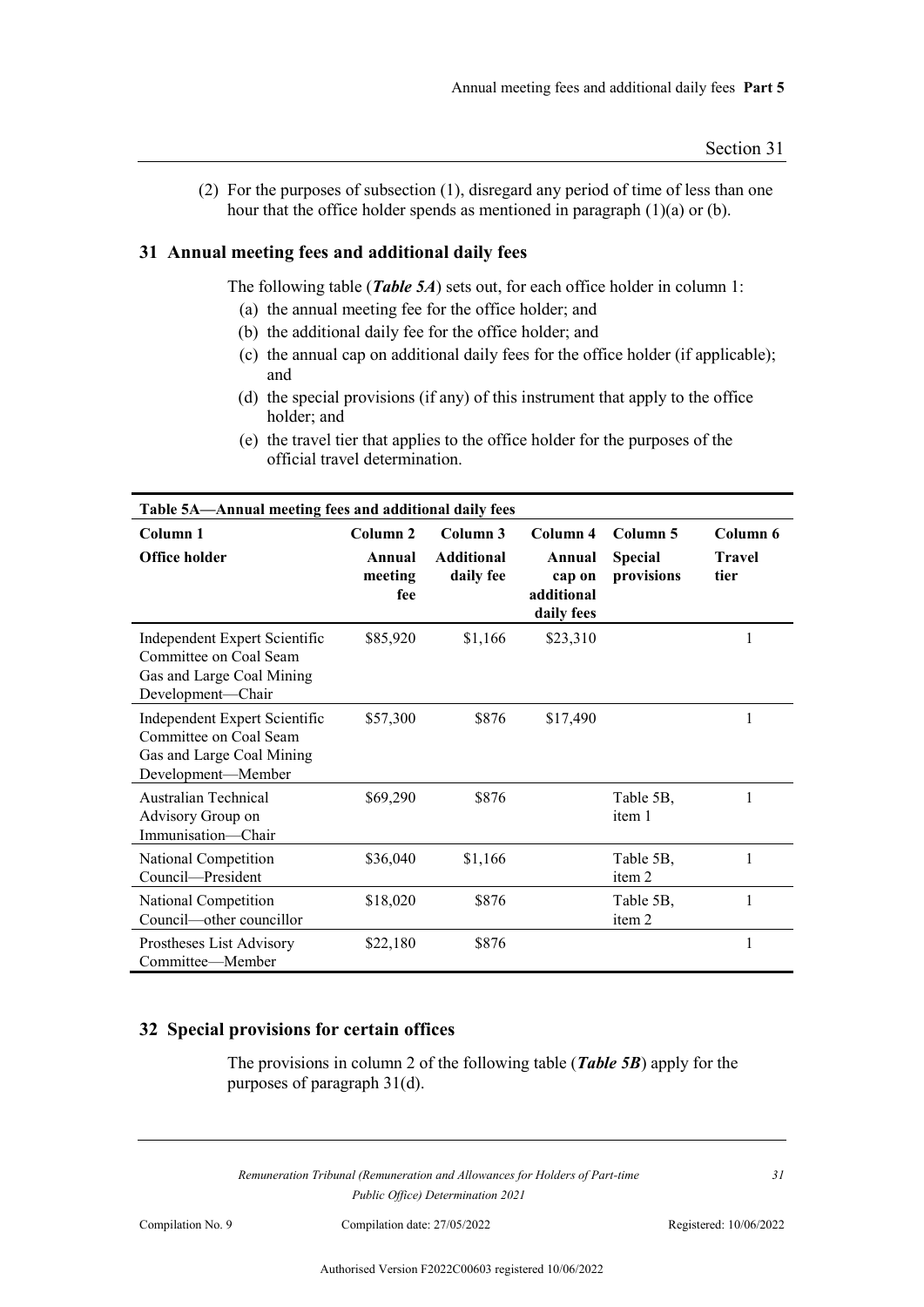(2) For the purposes of subsection (1), disregard any period of time of less than one hour that the office holder spends as mentioned in paragraph (1)(a) or (b).

## 31 Annual meeting fees and additional daily fees

The following table (***Table 5A***) sets out, for each office holder in column 1:

(a) the annual meeting fee for the office holder; and

(b) the additional daily fee for the office holder; and

(c) the annual cap on additional daily fees for the office holder (if applicable); and

(d) the special provisions (if any) of this instrument that apply to the office holder; and

(e) the travel tier that applies to the office holder for the purposes of the official travel determination.

**Table 5A—Annual meeting fees and additional daily fees**

| Column 1<br>**Office holder** | Column 2<br>**Annual meeting fee** | Column 3<br>**Additional daily fee** | Column 4<br>**Annual cap on additional daily fees** | Column 5<br>**Special provisions** | Column 6<br>**Travel tier** |
|---|---|---|---|---|---|
| Independent Expert Scientific Committee on Coal Seam Gas and Large Coal Mining Development—Chair | $85,920 | $1,166 | $23,310 | | 1 |
| Independent Expert Scientific Committee on Coal Seam Gas and Large Coal Mining Development—Member | $57,300 | $876 | $17,490 | | 1 |
| Australian Technical Advisory Group on Immunisation—Chair | $69,290 | $876 | | Table 5B, item 1 | 1 |
| National Competition Council—President | $36,040 | $1,166 | | Table 5B, item 2 | 1 |
| National Competition Council—other councillor | $18,020 | $876 | | Table 5B, item 2 | 1 |
| Prostheses List Advisory Committee—Member | $22,180 | $876 | | | 1 |

## 32 Special provisions for certain offices

The provisions in column 2 of the following table (***Table 5B***) apply for the purposes of paragraph 31(d).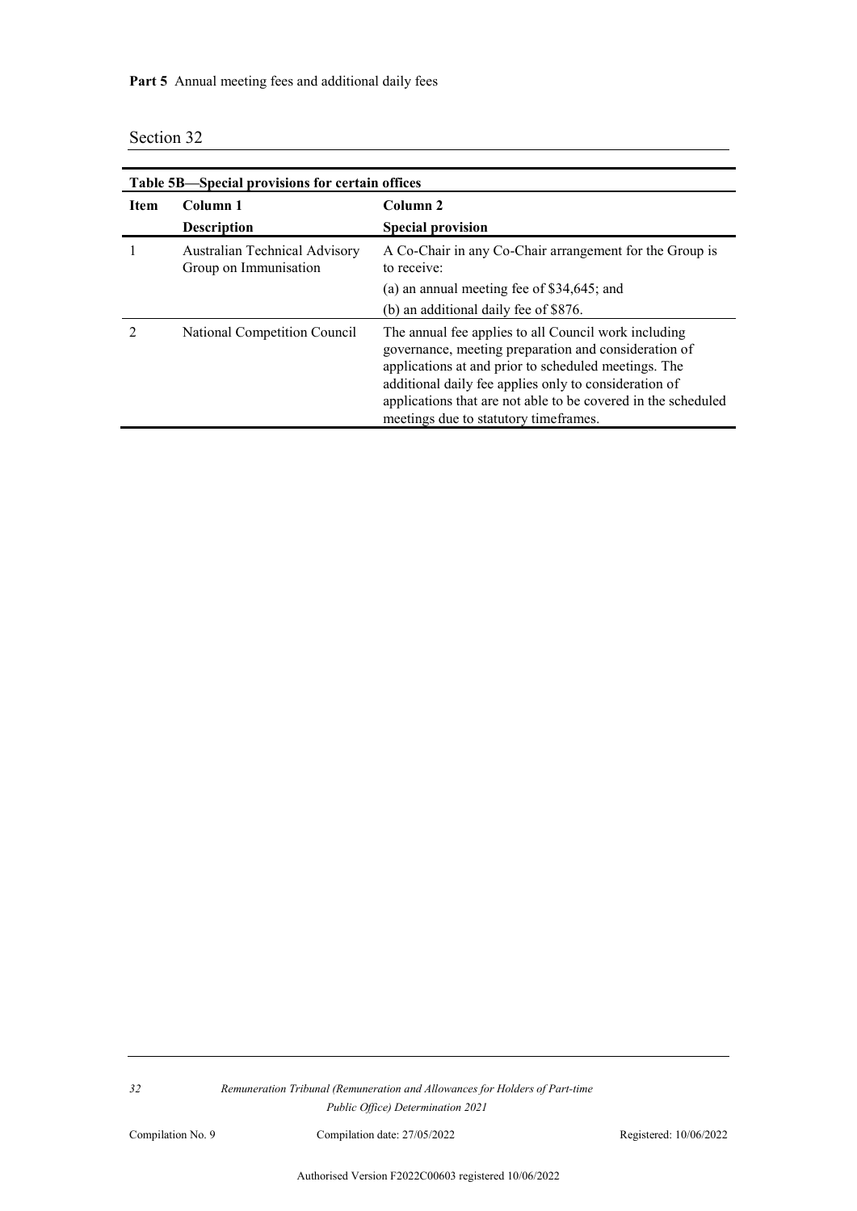**Table 5B—Special provisions for certain offices**

| Item | Column 1<br>Description | Column 2<br>Special provision |
|---|---|---|
| 1 | Australian Technical Advisory Group on Immunisation | A Co-Chair in any Co-Chair arrangement for the Group is to receive:<br>(a) an annual meeting fee of $34,645; and<br>(b) an additional daily fee of $876. |
| 2 | National Competition Council | The annual fee applies to all Council work including governance, meeting preparation and consideration of applications at and prior to scheduled meetings. The additional daily fee applies only to consideration of applications that are not able to be covered in the scheduled meetings due to statutory timeframes. |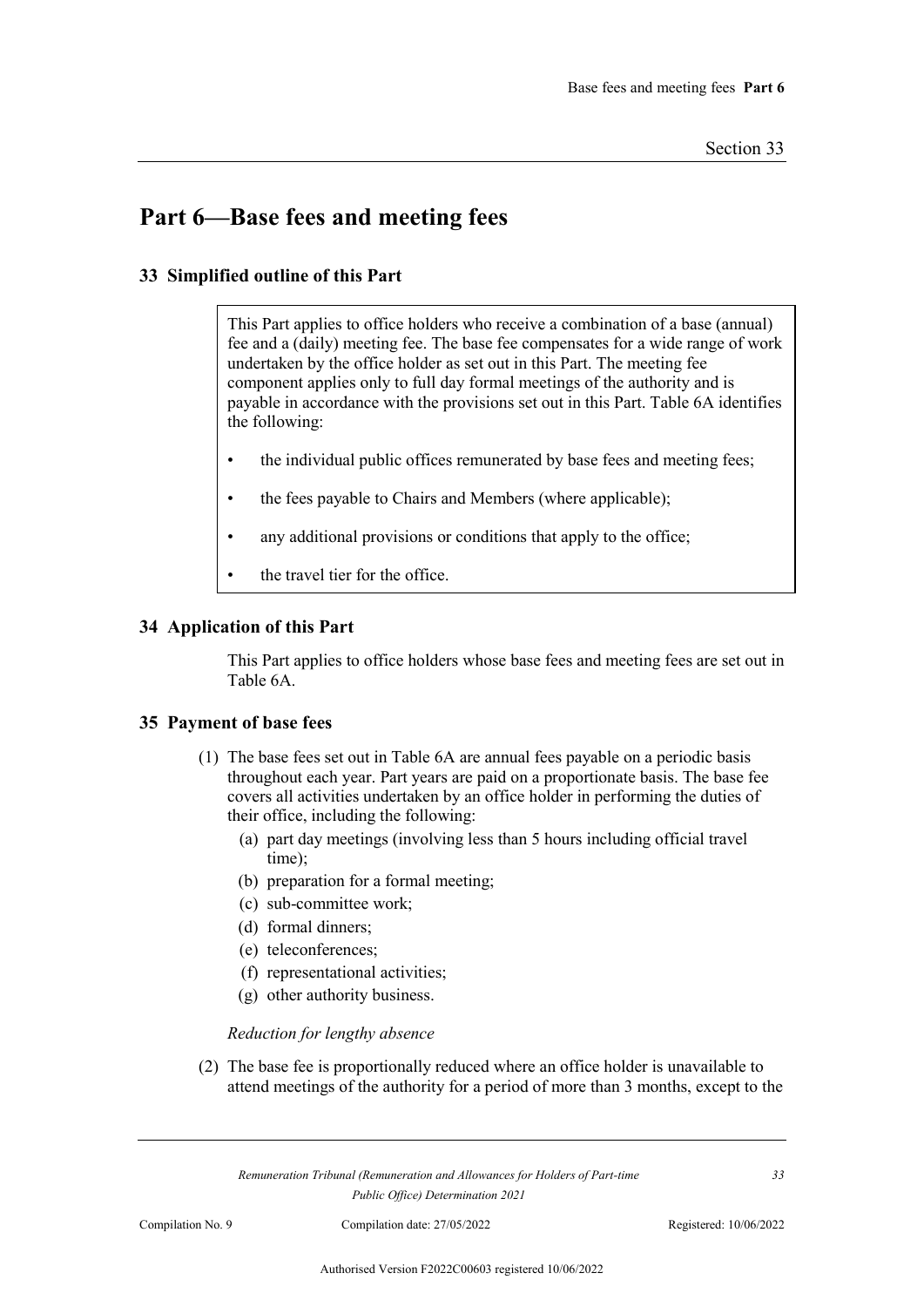# Part 6—Base fees and meeting fees

## 33 Simplified outline of this Part

> This Part applies to office holders who receive a combination of a base (annual) fee and a (daily) meeting fee. The base fee compensates for a wide range of work undertaken by the office holder as set out in this Part. The meeting fee component applies only to full day formal meetings of the authority and is payable in accordance with the provisions set out in this Part. Table 6A identifies the following:
>
> - the individual public offices remunerated by base fees and meeting fees;
> - the fees payable to Chairs and Members (where applicable);
> - any additional provisions or conditions that apply to the office;
> - the travel tier for the office.

## 34 Application of this Part

This Part applies to office holders whose base fees and meeting fees are set out in Table 6A.

## 35 Payment of base fees

(1) The base fees set out in Table 6A are annual fees payable on a periodic basis throughout each year. Part years are paid on a proportionate basis. The base fee covers all activities undertaken by an office holder in performing the duties of their office, including the following:

  (a) part day meetings (involving less than 5 hours including official travel time);
  (b) preparation for a formal meeting;
  (c) sub-committee work;
  (d) formal dinners;
  (e) teleconferences;
  (f) representational activities;
  (g) other authority business.

*Reduction for lengthy absence*

(2) The base fee is proportionally reduced where an office holder is unavailable to attend meetings of the authority for a period of more than 3 months, except to the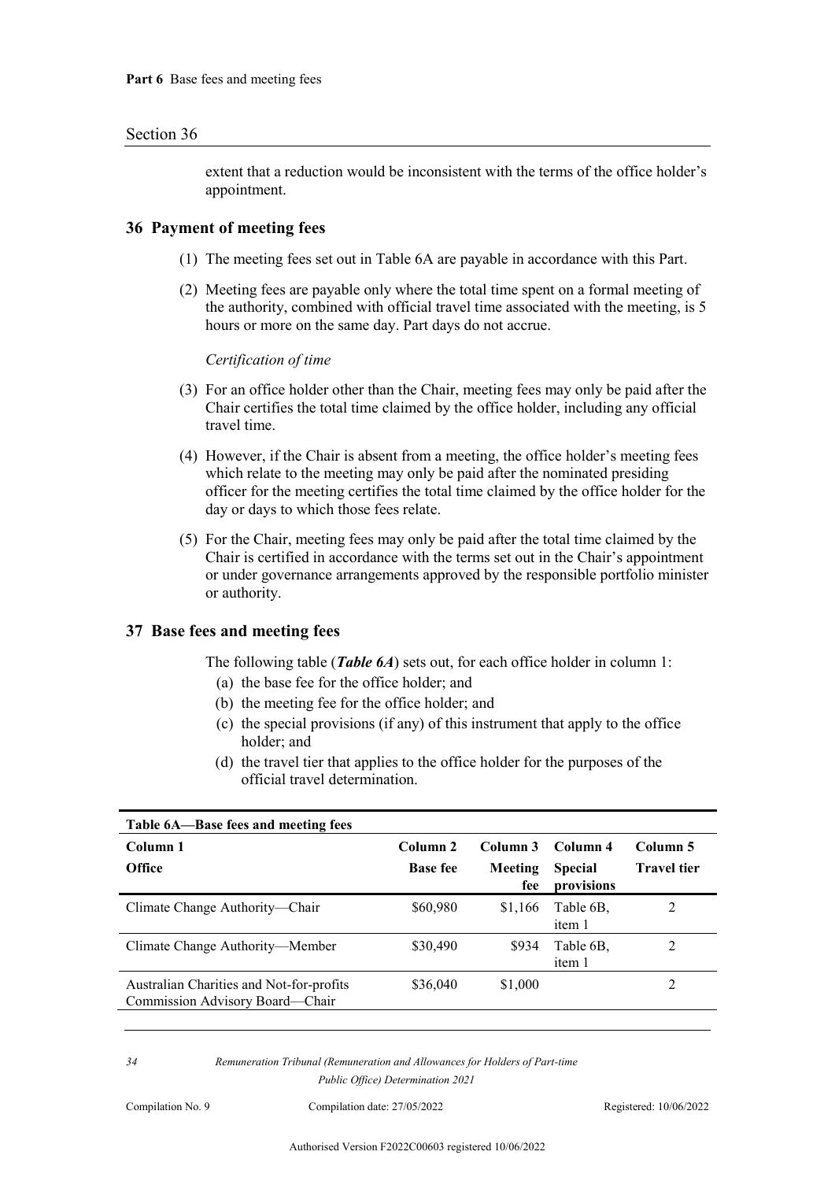extent that a reduction would be inconsistent with the terms of the office holder's appointment.

## 36 Payment of meeting fees

(1) The meeting fees set out in Table 6A are payable in accordance with this Part.

(2) Meeting fees are payable only where the total time spent on a formal meeting of the authority, combined with official travel time associated with the meeting, is 5 hours or more on the same day. Part days do not accrue.

*Certification of time*

(3) For an office holder other than the Chair, meeting fees may only be paid after the Chair certifies the total time claimed by the office holder, including any official travel time.

(4) However, if the Chair is absent from a meeting, the office holder's meeting fees which relate to the meeting may only be paid after the nominated presiding officer for the meeting certifies the total time claimed by the office holder for the day or days to which those fees relate.

(5) For the Chair, meeting fees may only be paid after the total time claimed by the Chair is certified in accordance with the terms set out in the Chair's appointment or under governance arrangements approved by the responsible portfolio minister or authority.

## 37 Base fees and meeting fees

The following table (***Table 6A***) sets out, for each office holder in column 1:

(a) the base fee for the office holder; and

(b) the meeting fee for the office holder; and

(c) the special provisions (if any) of this instrument that apply to the office holder; and

(d) the travel tier that applies to the office holder for the purposes of the official travel determination.

**Table 6A—Base fees and meeting fees**

| Column 1<br>Office | Column 2<br>Base fee | Column 3<br>Meeting fee | Column 4<br>Special provisions | Column 5<br>Travel tier |
|---|---|---|---|---|
| Climate Change Authority—Chair | $60,980 | $1,166 | Table 6B, item 1 | 2 |
| Climate Change Authority—Member | $30,490 | $934 | Table 6B, item 1 | 2 |
| Australian Charities and Not-for-profits Commission Advisory Board—Chair | $36,040 | $1,000 | | 2 |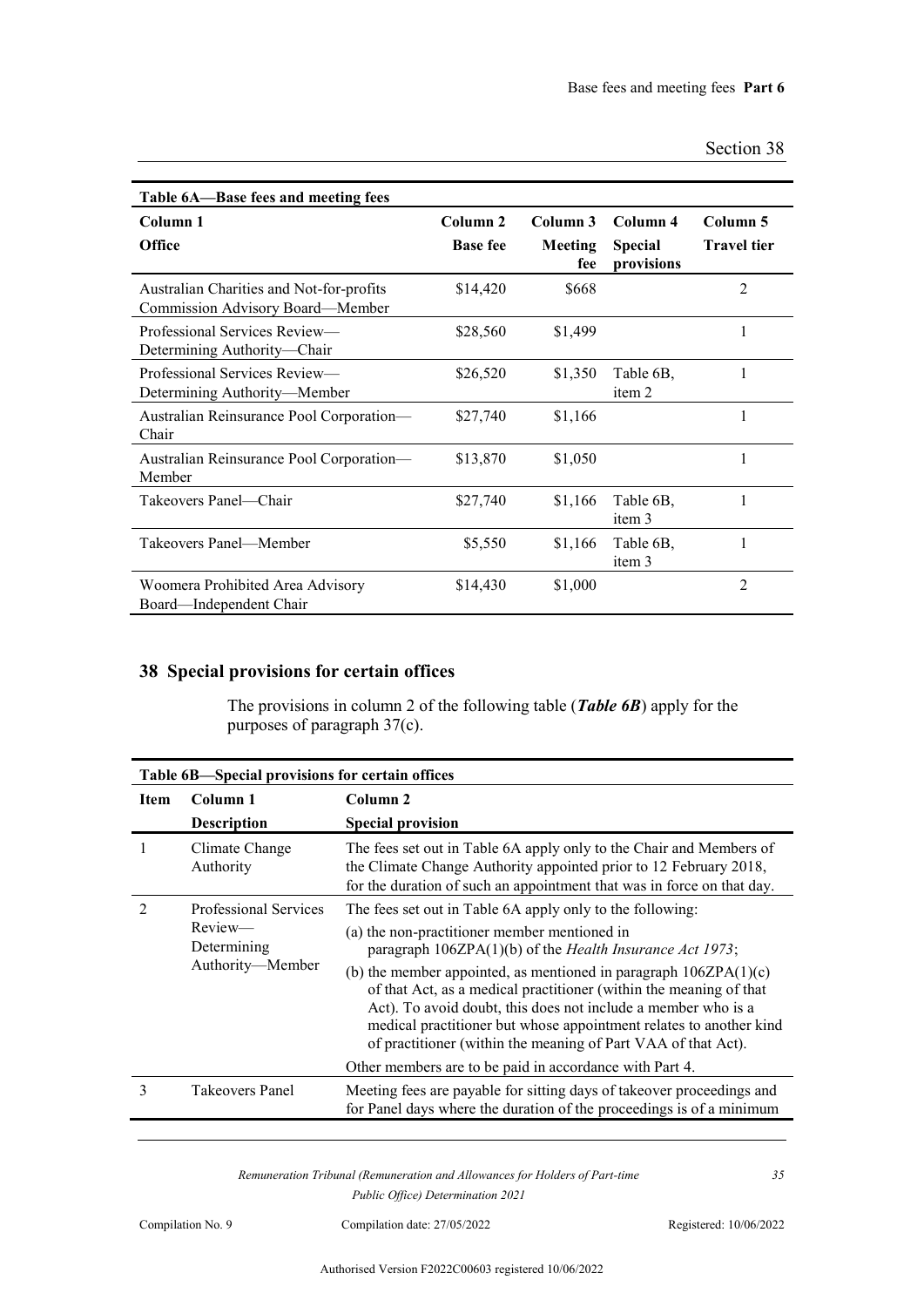| Table 6A—Base fees and meeting fees | | | | |
|---|---|---|---|---|
| Column 1 | Column 2 | Column 3 | Column 4 | Column 5 |
| Office | Base fee | Meeting fee | Special provisions | Travel tier |
| Australian Charities and Not-for-profits Commission Advisory Board—Member | $14,420 | $668 | | 2 |
| Professional Services Review—Determining Authority—Chair | $28,560 | $1,499 | | 1 |
| Professional Services Review—Determining Authority—Member | $26,520 | $1,350 | Table 6B, item 2 | 1 |
| Australian Reinsurance Pool Corporation—Chair | $27,740 | $1,166 | | 1 |
| Australian Reinsurance Pool Corporation—Member | $13,870 | $1,050 | | 1 |
| Takeovers Panel—Chair | $27,740 | $1,166 | Table 6B, item 3 | 1 |
| Takeovers Panel—Member | $5,550 | $1,166 | Table 6B, item 3 | 1 |
| Woomera Prohibited Area Advisory Board—Independent Chair | $14,430 | $1,000 | | 2 |

## 38 Special provisions for certain offices

The provisions in column 2 of the following table (***Table 6B***) apply for the purposes of paragraph 37(c).

| Table 6B—Special provisions for certain offices | | |
|---|---|---|
| **Item** | **Column 1** **Description** | **Column 2** **Special provision** |
| 1 | Climate Change Authority | The fees set out in Table 6A apply only to the Chair and Members of the Climate Change Authority appointed prior to 12 February 2018, for the duration of such an appointment that was in force on that day. |
| 2 | Professional Services Review—Determining Authority—Member | The fees set out in Table 6A apply only to the following: (a) the non-practitioner member mentioned in paragraph 106ZPA(1)(b) of the *Health Insurance Act 1973*; (b) the member appointed, as mentioned in paragraph 106ZPA(1)(c) of that Act, as a medical practitioner (within the meaning of that Act). To avoid doubt, this does not include a member who is a medical practitioner but whose appointment relates to another kind of practitioner (within the meaning of Part VAA of that Act). Other members are to be paid in accordance with Part 4. |
| 3 | Takeovers Panel | Meeting fees are payable for sitting days of takeover proceedings and for Panel days where the duration of the proceedings is of a minimum |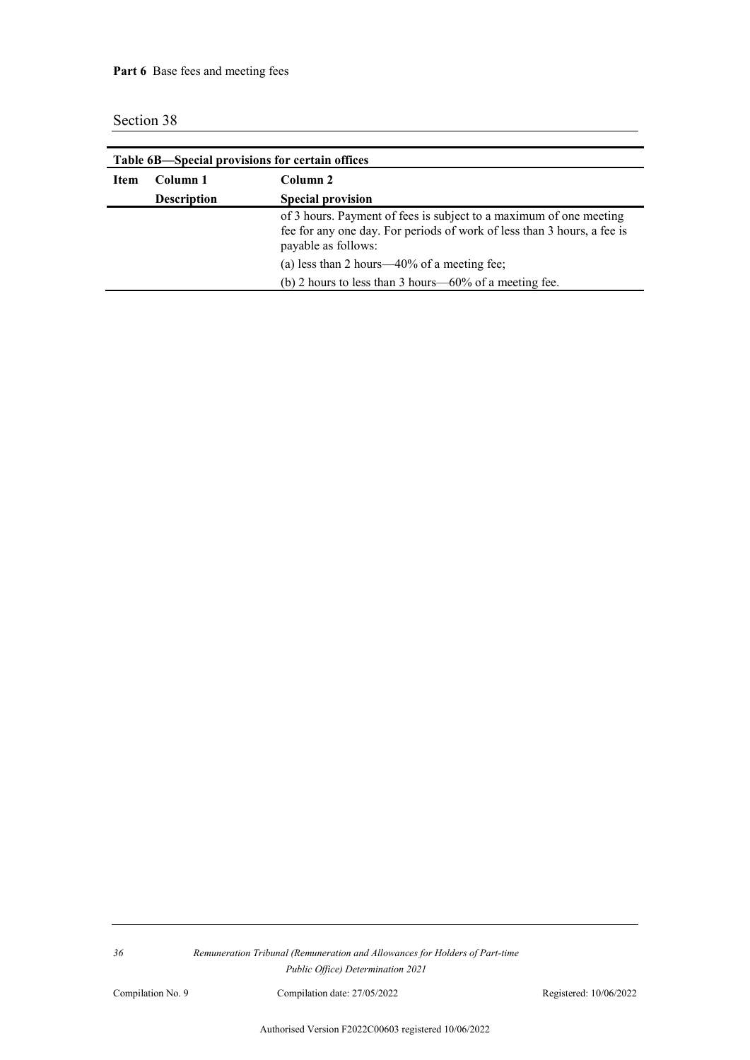**Table 6B—Special provisions for certain offices**

| Item | Column 1<br>Description | Column 2<br>Special provision |
|---|---|---|
| | | of 3 hours. Payment of fees is subject to a maximum of one meeting fee for any one day. For periods of work of less than 3 hours, a fee is payable as follows:<br>(a) less than 2 hours—40% of a meeting fee;<br>(b) 2 hours to less than 3 hours—60% of a meeting fee. |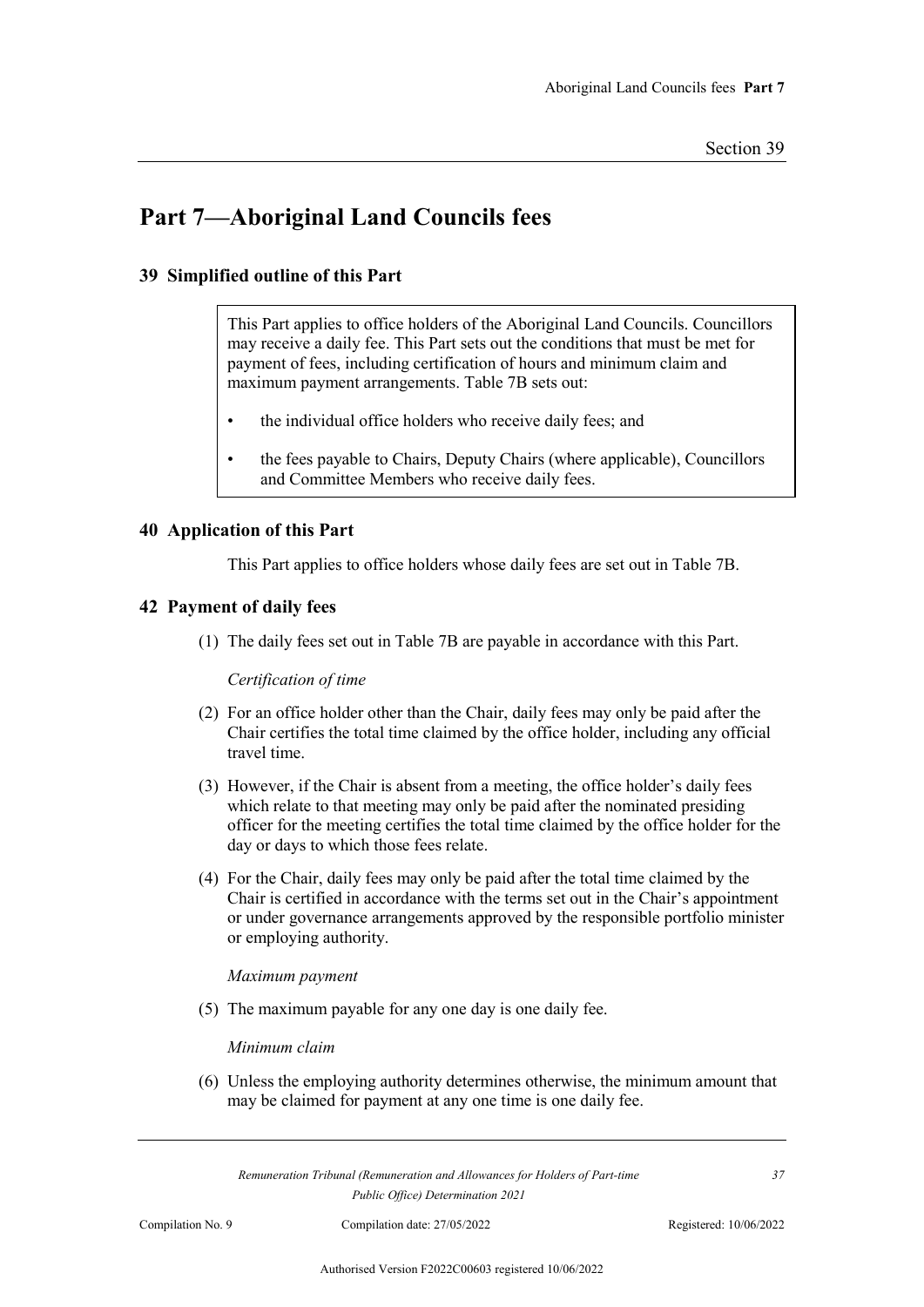# Part 7—Aboriginal Land Councils fees

## 39 Simplified outline of this Part

> This Part applies to office holders of the Aboriginal Land Councils. Councillors may receive a daily fee. This Part sets out the conditions that must be met for payment of fees, including certification of hours and minimum claim and maximum payment arrangements. Table 7B sets out:
>
> - the individual office holders who receive daily fees; and
> - the fees payable to Chairs, Deputy Chairs (where applicable), Councillors and Committee Members who receive daily fees.

## 40 Application of this Part

This Part applies to office holders whose daily fees are set out in Table 7B.

## 42 Payment of daily fees

(1) The daily fees set out in Table 7B are payable in accordance with this Part.

*Certification of time*

(2) For an office holder other than the Chair, daily fees may only be paid after the Chair certifies the total time claimed by the office holder, including any official travel time.

(3) However, if the Chair is absent from a meeting, the office holder's daily fees which relate to that meeting may only be paid after the nominated presiding officer for the meeting certifies the total time claimed by the office holder for the day or days to which those fees relate.

(4) For the Chair, daily fees may only be paid after the total time claimed by the Chair is certified in accordance with the terms set out in the Chair's appointment or under governance arrangements approved by the responsible portfolio minister or employing authority.

*Maximum payment*

(5) The maximum payable for any one day is one daily fee.

*Minimum claim*

(6) Unless the employing authority determines otherwise, the minimum amount that may be claimed for payment at any one time is one daily fee.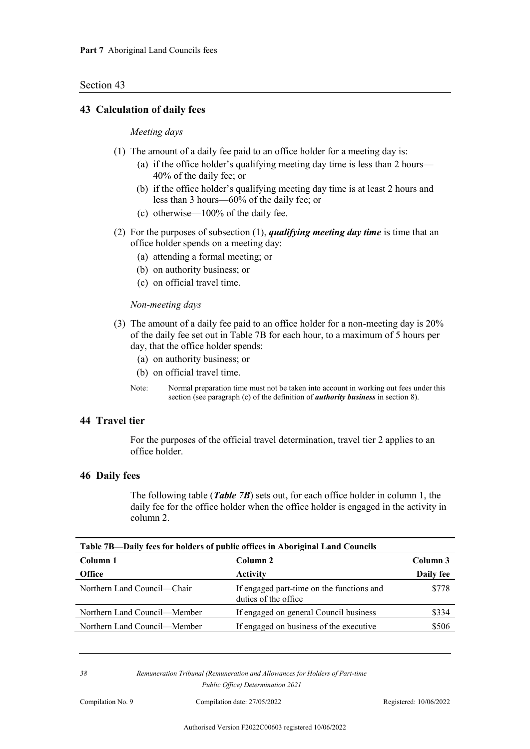## 43 Calculation of daily fees

*Meeting days*

(1) The amount of a daily fee paid to an office holder for a meeting day is:

(a) if the office holder's qualifying meeting day time is less than 2 hours—40% of the daily fee; or

(b) if the office holder's qualifying meeting day time is at least 2 hours and less than 3 hours—60% of the daily fee; or

(c) otherwise—100% of the daily fee.

(2) For the purposes of subsection (1), ***qualifying meeting day time*** is time that an office holder spends on a meeting day:

(a) attending a formal meeting; or

(b) on authority business; or

(c) on official travel time.

*Non-meeting days*

(3) The amount of a daily fee paid to an office holder for a non-meeting day is 20% of the daily fee set out in Table 7B for each hour, to a maximum of 5 hours per day, that the office holder spends:

(a) on authority business; or

(b) on official travel time.

Note: Normal preparation time must not be taken into account in working out fees under this section (see paragraph (c) of the definition of ***authority business*** in section 8).

## 44 Travel tier

For the purposes of the official travel determination, travel tier 2 applies to an office holder.

## 46 Daily fees

The following table (***Table 7B***) sets out, for each office holder in column 1, the daily fee for the office holder when the office holder is engaged in the activity in column 2.

**Table 7B—Daily fees for holders of public offices in Aboriginal Land Councils**

| Column 1<br>**Office** | Column 2<br>**Activity** | Column 3<br>**Daily fee** |
|---|---|---|
| Northern Land Council—Chair | If engaged part-time on the functions and duties of the office | \$778 |
| Northern Land Council—Member | If engaged on general Council business | \$334 |
| Northern Land Council—Member | If engaged on business of the executive | \$506 |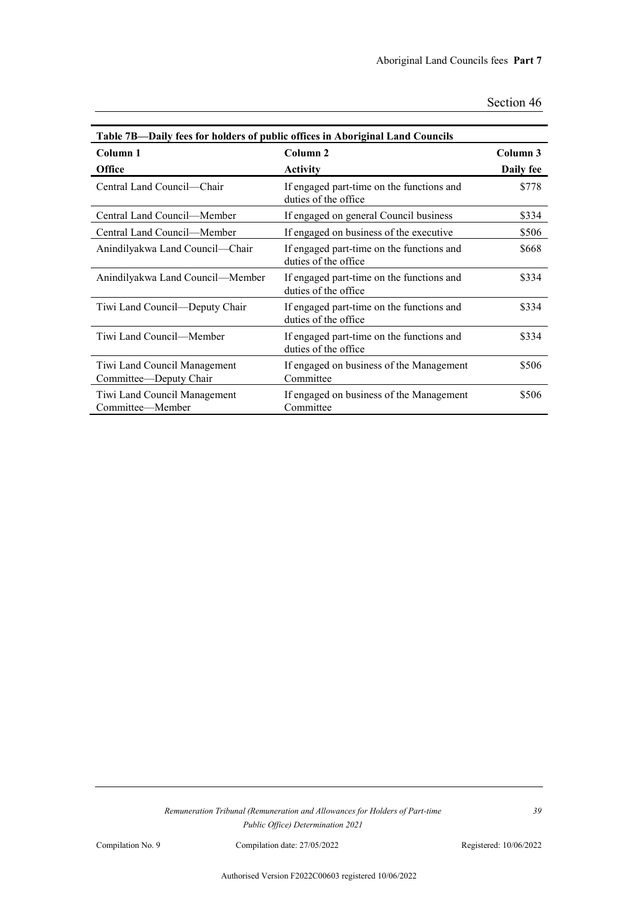**Table 7B—Daily fees for holders of public offices in Aboriginal Land Councils**

| Column 1<br>Office | Column 2<br>Activity | Column 3<br>Daily fee |
|---|---|---|
| Central Land Council—Chair | If engaged part-time on the functions and duties of the office | $778 |
| Central Land Council—Member | If engaged on general Council business | $334 |
| Central Land Council—Member | If engaged on business of the executive | $506 |
| Anindilyakwa Land Council—Chair | If engaged part-time on the functions and duties of the office | $668 |
| Anindilyakwa Land Council—Member | If engaged part-time on the functions and duties of the office | $334 |
| Tiwi Land Council—Deputy Chair | If engaged part-time on the functions and duties of the office | $334 |
| Tiwi Land Council—Member | If engaged part-time on the functions and duties of the office | $334 |
| Tiwi Land Council Management Committee—Deputy Chair | If engaged on business of the Management Committee | $506 |
| Tiwi Land Council Management Committee—Member | If engaged on business of the Management Committee | $506 |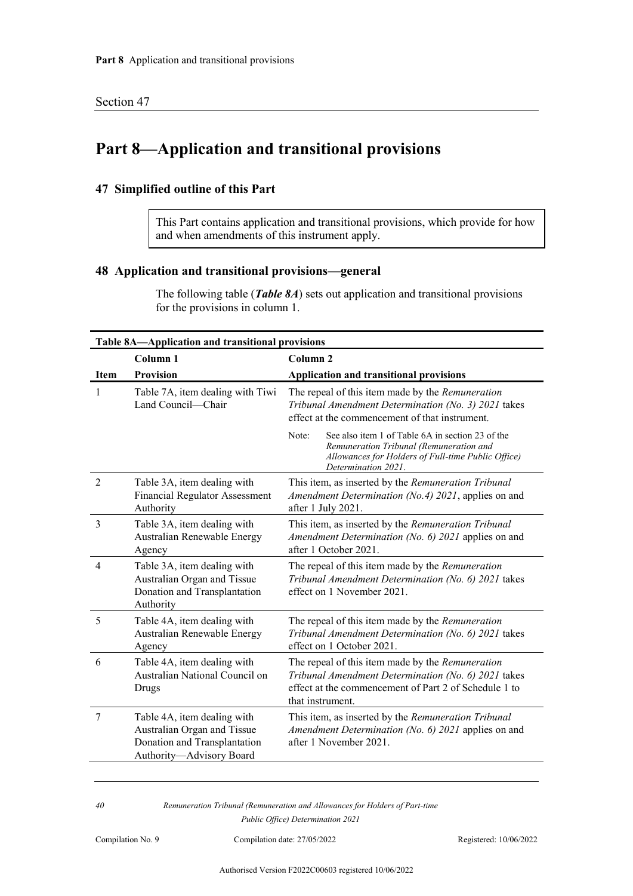# Part 8—Application and transitional provisions

## 47 Simplified outline of this Part

This Part contains application and transitional provisions, which provide for how and when amendments of this instrument apply.

## 48 Application and transitional provisions—general

The following table (***Table 8A***) sets out application and transitional provisions for the provisions in column 1.

**Table 8A—Application and transitional provisions**

| Item | Column 1<br>Provision | Column 2<br>Application and transitional provisions |
|---|---|---|
| 1 | Table 7A, item dealing with Tiwi Land Council—Chair | The repeal of this item made by the *Remuneration Tribunal Amendment Determination (No. 3) 2021* takes effect at the commencement of that instrument.<br>Note: See also item 1 of Table 6A in section 23 of the *Remuneration Tribunal (Remuneration and Allowances for Holders of Full-time Public Office) Determination 2021*. |
| 2 | Table 3A, item dealing with Financial Regulator Assessment Authority | This item, as inserted by the *Remuneration Tribunal Amendment Determination (No.4) 2021*, applies on and after 1 July 2021. |
| 3 | Table 3A, item dealing with Australian Renewable Energy Agency | This item, as inserted by the *Remuneration Tribunal Amendment Determination (No. 6) 2021* applies on and after 1 October 2021. |
| 4 | Table 3A, item dealing with Australian Organ and Tissue Donation and Transplantation Authority | The repeal of this item made by the *Remuneration Tribunal Amendment Determination (No. 6) 2021* takes effect on 1 November 2021. |
| 5 | Table 4A, item dealing with Australian Renewable Energy Agency | The repeal of this item made by the *Remuneration Tribunal Amendment Determination (No. 6) 2021* takes effect on 1 October 2021. |
| 6 | Table 4A, item dealing with Australian National Council on Drugs | The repeal of this item made by the *Remuneration Tribunal Amendment Determination (No. 6) 2021* takes effect at the commencement of Part 2 of Schedule 1 to that instrument. |
| 7 | Table 4A, item dealing with Australian Organ and Tissue Donation and Transplantation Authority—Advisory Board | This item, as inserted by the *Remuneration Tribunal Amendment Determination (No. 6) 2021* applies on and after 1 November 2021. |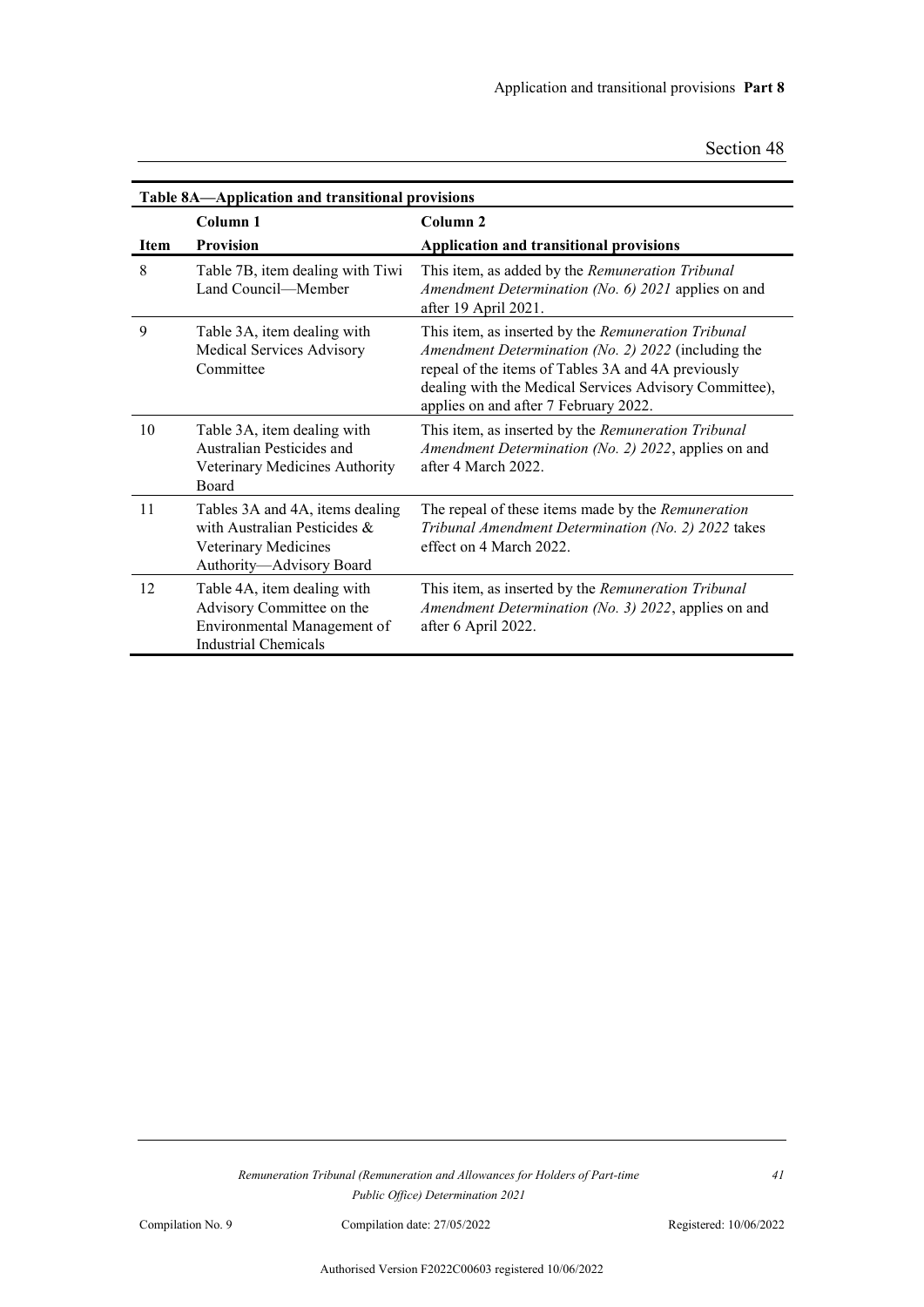**Table 8A—Application and transitional provisions**

| Item | Column 1<br>Provision | Column 2<br>Application and transitional provisions |
|---|---|---|
| 8 | Table 7B, item dealing with Tiwi Land Council—Member | This item, as added by the *Remuneration Tribunal Amendment Determination (No. 6) 2021* applies on and after 19 April 2021. |
| 9 | Table 3A, item dealing with Medical Services Advisory Committee | This item, as inserted by the *Remuneration Tribunal Amendment Determination (No. 2) 2022* (including the repeal of the items of Tables 3A and 4A previously dealing with the Medical Services Advisory Committee), applies on and after 7 February 2022. |
| 10 | Table 3A, item dealing with Australian Pesticides and Veterinary Medicines Authority Board | This item, as inserted by the *Remuneration Tribunal Amendment Determination (No. 2) 2022*, applies on and after 4 March 2022. |
| 11 | Tables 3A and 4A, items dealing with Australian Pesticides & Veterinary Medicines Authority—Advisory Board | The repeal of these items made by the *Remuneration Tribunal Amendment Determination (No. 2) 2022* takes effect on 4 March 2022. |
| 12 | Table 4A, item dealing with Advisory Committee on the Environmental Management of Industrial Chemicals | This item, as inserted by the *Remuneration Tribunal Amendment Determination (No. 3) 2022*, applies on and after 6 April 2022. |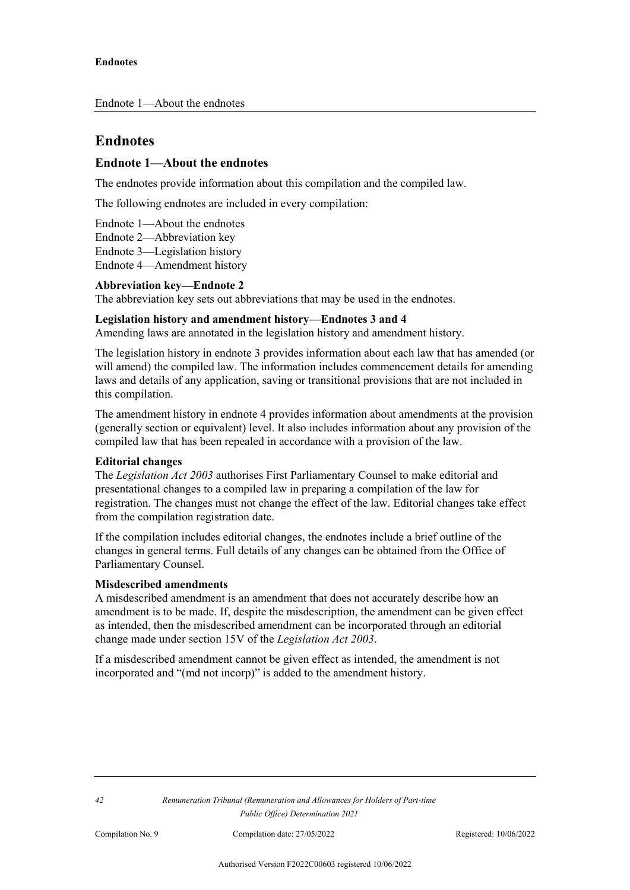# Endnotes

## Endnote 1—About the endnotes

The endnotes provide information about this compilation and the compiled law.

The following endnotes are included in every compilation:

Endnote 1—About the endnotes
Endnote 2—Abbreviation key
Endnote 3—Legislation history
Endnote 4—Amendment history

**Abbreviation key—Endnote 2**
The abbreviation key sets out abbreviations that may be used in the endnotes.

**Legislation history and amendment history—Endnotes 3 and 4**
Amending laws are annotated in the legislation history and amendment history.

The legislation history in endnote 3 provides information about each law that has amended (or will amend) the compiled law. The information includes commencement details for amending laws and details of any application, saving or transitional provisions that are not included in this compilation.

The amendment history in endnote 4 provides information about amendments at the provision (generally section or equivalent) level. It also includes information about any provision of the compiled law that has been repealed in accordance with a provision of the law.

**Editorial changes**
The *Legislation Act 2003* authorises First Parliamentary Counsel to make editorial and presentational changes to a compiled law in preparing a compilation of the law for registration. The changes must not change the effect of the law. Editorial changes take effect from the compilation registration date.

If the compilation includes editorial changes, the endnotes include a brief outline of the changes in general terms. Full details of any changes can be obtained from the Office of Parliamentary Counsel.

**Misdescribed amendments**
A misdescribed amendment is an amendment that does not accurately describe how an amendment is to be made. If, despite the misdescription, the amendment can be given effect as intended, then the misdescribed amendment can be incorporated through an editorial change made under section 15V of the *Legislation Act 2003*.

If a misdescribed amendment cannot be given effect as intended, the amendment is not incorporated and "(md not incorp)" is added to the amendment history.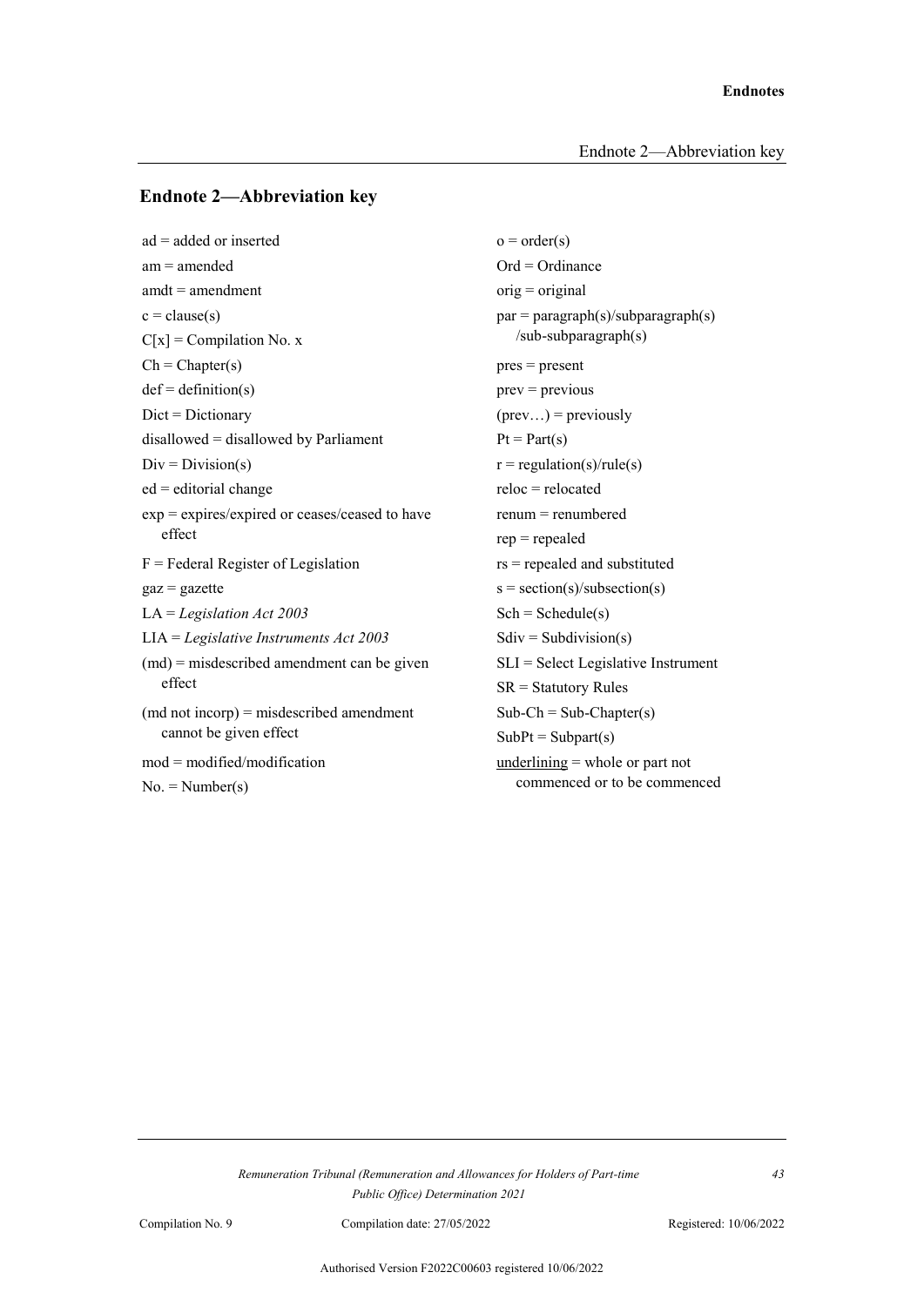## Endnote 2—Abbreviation key

ad = added or inserted

am = amended

amdt = amendment

c = clause(s)

C[x] = Compilation No. x

Ch = Chapter(s)

def = definition(s)

Dict = Dictionary

disallowed = disallowed by Parliament

Div = Division(s)

ed = editorial change

exp = expires/expired or ceases/ceased to have effect

F = Federal Register of Legislation

gaz = gazette

LA = *Legislation Act 2003*

LIA = *Legislative Instruments Act 2003*

(md) = misdescribed amendment can be given effect

(md not incorp) = misdescribed amendment cannot be given effect

mod = modified/modification

No. = Number(s)

o = order(s)

Ord = Ordinance

orig = original

par = paragraph(s)/subparagraph(s) /sub-subparagraph(s)

pres = present

prev = previous

(prev…) = previously

Pt = Part(s)

r = regulation(s)/rule(s)

reloc = relocated

renum = renumbered

rep = repealed

rs = repealed and substituted

s = section(s)/subsection(s)

Sch = Schedule(s)

Sdiv = Subdivision(s)

SLI = Select Legislative Instrument

SR = Statutory Rules

Sub-Ch = Sub-Chapter(s)

SubPt = Subpart(s)

<u>underlining</u> = whole or part not commenced or to be commenced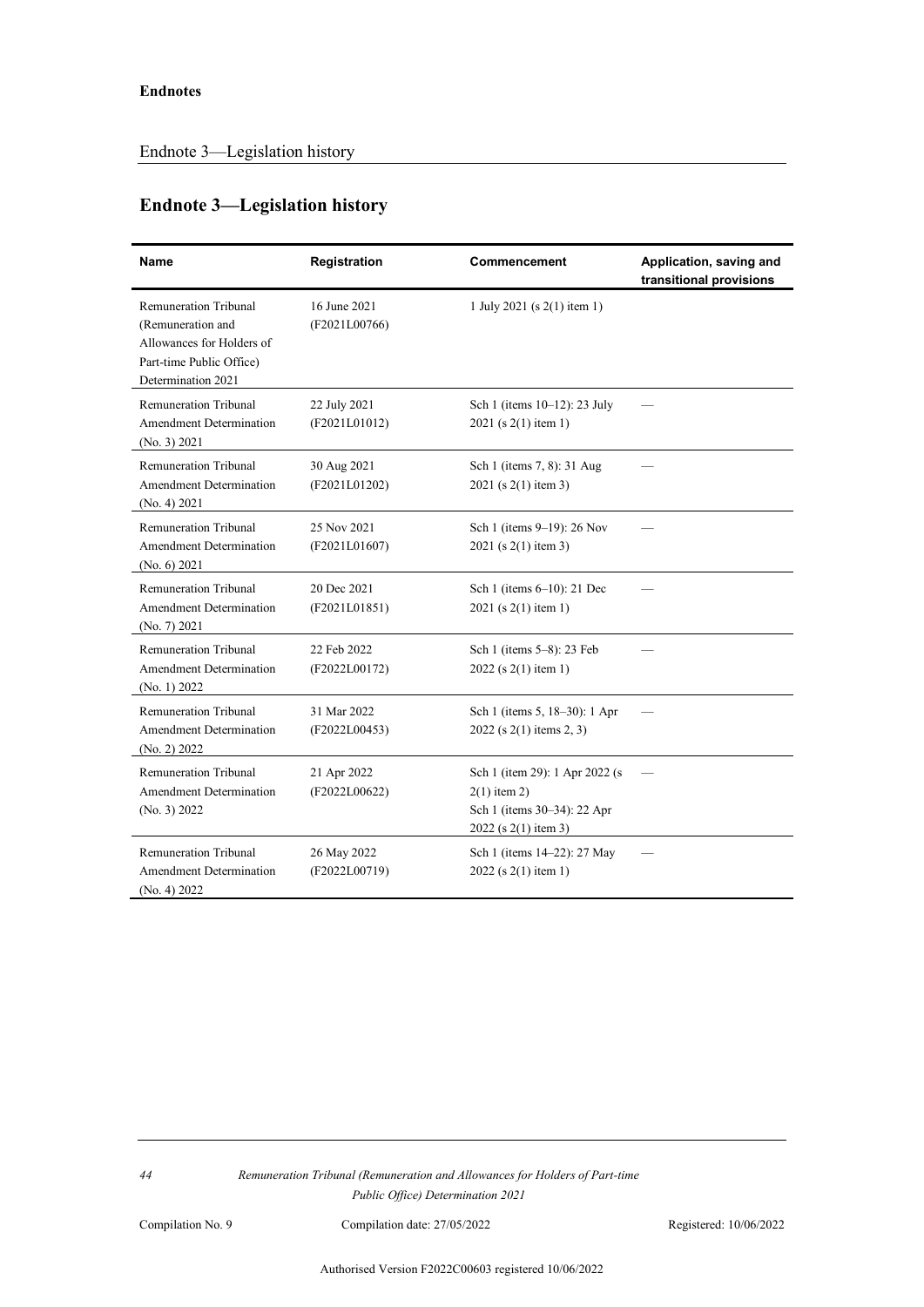## Endnote 3—Legislation history

| Name | Registration | Commencement | Application, saving and transitional provisions |
|---|---|---|---|
| Remuneration Tribunal (Remuneration and Allowances for Holders of Part-time Public Office) Determination 2021 | 16 June 2021 (F2021L00766) | 1 July 2021 (s 2(1) item 1) | |
| Remuneration Tribunal Amendment Determination (No. 3) 2021 | 22 July 2021 (F2021L01012) | Sch 1 (items 10–12): 23 July 2021 (s 2(1) item 1) | — |
| Remuneration Tribunal Amendment Determination (No. 4) 2021 | 30 Aug 2021 (F2021L01202) | Sch 1 (items 7, 8): 31 Aug 2021 (s 2(1) item 3) | — |
| Remuneration Tribunal Amendment Determination (No. 6) 2021 | 25 Nov 2021 (F2021L01607) | Sch 1 (items 9–19): 26 Nov 2021 (s 2(1) item 3) | — |
| Remuneration Tribunal Amendment Determination (No. 7) 2021 | 20 Dec 2021 (F2021L01851) | Sch 1 (items 6–10): 21 Dec 2021 (s 2(1) item 1) | — |
| Remuneration Tribunal Amendment Determination (No. 1) 2022 | 22 Feb 2022 (F2022L00172) | Sch 1 (items 5–8): 23 Feb 2022 (s 2(1) item 1) | — |
| Remuneration Tribunal Amendment Determination (No. 2) 2022 | 31 Mar 2022 (F2022L00453) | Sch 1 (items 5, 18–30): 1 Apr 2022 (s 2(1) items 2, 3) | — |
| Remuneration Tribunal Amendment Determination (No. 3) 2022 | 21 Apr 2022 (F2022L00622) | Sch 1 (item 29): 1 Apr 2022 (s 2(1) item 2)<br>Sch 1 (items 30–34): 22 Apr 2022 (s 2(1) item 3) | — |
| Remuneration Tribunal Amendment Determination (No. 4) 2022 | 26 May 2022 (F2022L00719) | Sch 1 (items 14–22): 27 May 2022 (s 2(1) item 1) | — |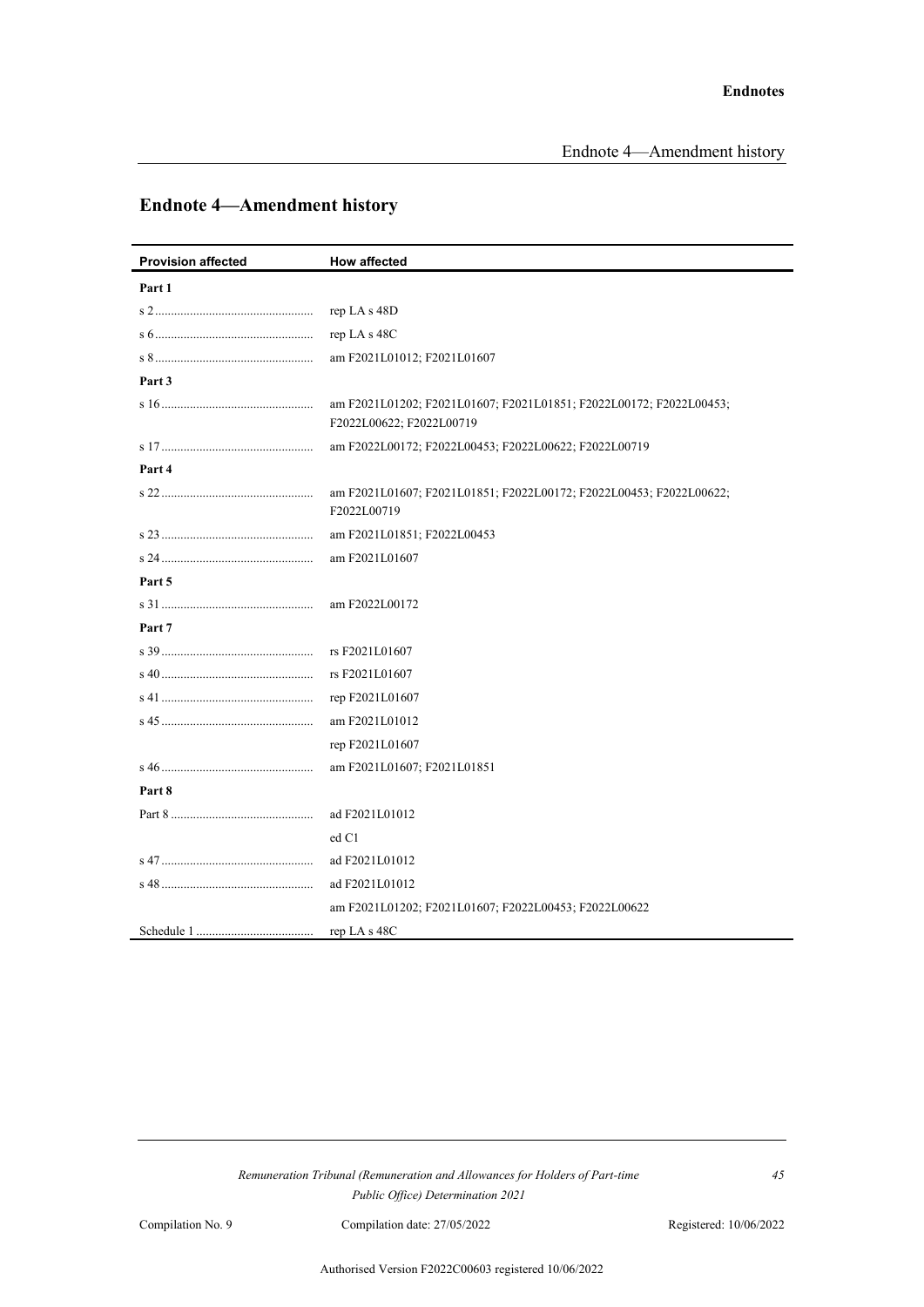## Endnote 4—Amendment history

| Provision affected | How affected |
|---|---|
| **Part 1** | |
| s 2 | rep LA s 48D |
| s 6 | rep LA s 48C |
| s 8 | am F2021L01012; F2021L01607 |
| **Part 3** | |
| s 16 | am F2021L01202; F2021L01607; F2021L01851; F2022L00172; F2022L00453; F2022L00622; F2022L00719 |
| s 17 | am F2022L00172; F2022L00453; F2022L00622; F2022L00719 |
| **Part 4** | |
| s 22 | am F2021L01607; F2021L01851; F2022L00172; F2022L00453; F2022L00622; F2022L00719 |
| s 23 | am F2021L01851; F2022L00453 |
| s 24 | am F2021L01607 |
| **Part 5** | |
| s 31 | am F2022L00172 |
| **Part 7** | |
| s 39 | rs F2021L01607 |
| s 40 | rs F2021L01607 |
| s 41 | rep F2021L01607 |
| s 45 | am F2021L01012 |
| | rep F2021L01607 |
| s 46 | am F2021L01607; F2021L01851 |
| **Part 8** | |
| Part 8 | ad F2021L01012 |
| | ed C1 |
| s 47 | ad F2021L01012 |
| s 48 | ad F2021L01012 |
| | am F2021L01202; F2021L01607; F2022L00453; F2022L00622 |
| Schedule 1 | rep LA s 48C |